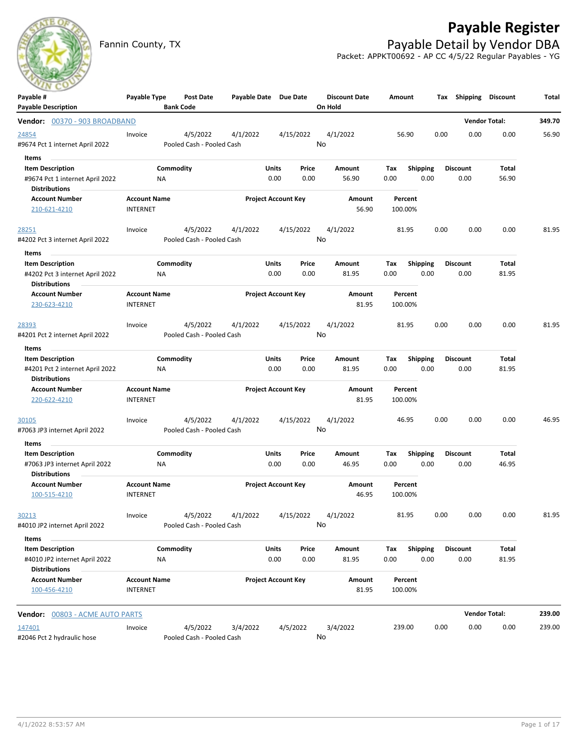# Payable Register

Fannin County, TX

## Payable Detail by Vendor DBA

Packet: APPKT00692 - AP CC 4/5/22 Regular Payables - YG

| Payable # / Payable Description | Payable Type | Post Date / Bank Code | Payable Date | Due Date | Discount Date / On Hold | Amount | Tax | Shipping | Discount | Total |
|---|---|---|---|---|---|---|---|---|---|---|

**Vendor: 00370 - 903 BROADBAND** — Vendor Total: **349.70**

| Payable # | Payable Type | Post Date | Payable Date | Due Date | Discount Date | Amount | Tax | Shipping | Discount | Total |
|---|---|---|---|---|---|---|---|---|---|---|
| 24854 | Invoice | 4/5/2022 | 4/1/2022 | 4/15/2022 | 4/1/2022 | 56.90 | 0.00 | 0.00 | 0.00 | 56.90 |
| #9674 Pct 1 internet April 2022 | | Pooled Cash - Pooled Cash | | | No | | | | | |

Items

| Item Description | Commodity | Units | Price | Amount | Tax | Shipping | Discount | Total |
|---|---|---|---|---|---|---|---|---|
| #9674 Pct 1 internet April 2022 | NA | 0.00 | 0.00 | 56.90 | 0.00 | 0.00 | 0.00 | 56.90 |

Distributions

| Account Number | Account Name | Project Account Key | Amount | Percent |
|---|---|---|---|---|
| 210-621-4210 | INTERNET | | 56.90 | 100.00% |

| Payable # | Payable Type | Post Date | Payable Date | Due Date | Discount Date | Amount | Tax | Shipping | Discount | Total |
|---|---|---|---|---|---|---|---|---|---|---|
| 28251 | Invoice | 4/5/2022 | 4/1/2022 | 4/15/2022 | 4/1/2022 | 81.95 | 0.00 | 0.00 | 0.00 | 81.95 |
| #4202 Pct 3 internet April 2022 | | Pooled Cash - Pooled Cash | | | No | | | | | |

Items

| Item Description | Commodity | Units | Price | Amount | Tax | Shipping | Discount | Total |
|---|---|---|---|---|---|---|---|---|
| #4202 Pct 3 internet April 2022 | NA | 0.00 | 0.00 | 81.95 | 0.00 | 0.00 | 0.00 | 81.95 |

Distributions

| Account Number | Account Name | Project Account Key | Amount | Percent |
|---|---|---|---|---|
| 230-623-4210 | INTERNET | | 81.95 | 100.00% |

| Payable # | Payable Type | Post Date | Payable Date | Due Date | Discount Date | Amount | Tax | Shipping | Discount | Total |
|---|---|---|---|---|---|---|---|---|---|---|
| 28393 | Invoice | 4/5/2022 | 4/1/2022 | 4/15/2022 | 4/1/2022 | 81.95 | 0.00 | 0.00 | 0.00 | 81.95 |
| #4201 Pct 2 internet April 2022 | | Pooled Cash - Pooled Cash | | | No | | | | | |

Items

| Item Description | Commodity | Units | Price | Amount | Tax | Shipping | Discount | Total |
|---|---|---|---|---|---|---|---|---|
| #4201 Pct 2 internet April 2022 | NA | 0.00 | 0.00 | 81.95 | 0.00 | 0.00 | 0.00 | 81.95 |

Distributions

| Account Number | Account Name | Project Account Key | Amount | Percent |
|---|---|---|---|---|
| 220-622-4210 | INTERNET | | 81.95 | 100.00% |

| Payable # | Payable Type | Post Date | Payable Date | Due Date | Discount Date | Amount | Tax | Shipping | Discount | Total |
|---|---|---|---|---|---|---|---|---|---|---|
| 30105 | Invoice | 4/5/2022 | 4/1/2022 | 4/15/2022 | 4/1/2022 | 46.95 | 0.00 | 0.00 | 0.00 | 46.95 |
| #7063 JP3 internet April 2022 | | Pooled Cash - Pooled Cash | | | No | | | | | |

Items

| Item Description | Commodity | Units | Price | Amount | Tax | Shipping | Discount | Total |
|---|---|---|---|---|---|---|---|---|
| #7063 JP3 internet April 2022 | NA | 0.00 | 0.00 | 46.95 | 0.00 | 0.00 | 0.00 | 46.95 |

Distributions

| Account Number | Account Name | Project Account Key | Amount | Percent |
|---|---|---|---|---|
| 100-515-4210 | INTERNET | | 46.95 | 100.00% |

| Payable # | Payable Type | Post Date | Payable Date | Due Date | Discount Date | Amount | Tax | Shipping | Discount | Total |
|---|---|---|---|---|---|---|---|---|---|---|
| 30213 | Invoice | 4/5/2022 | 4/1/2022 | 4/15/2022 | 4/1/2022 | 81.95 | 0.00 | 0.00 | 0.00 | 81.95 |
| #4010 JP2 internet April 2022 | | Pooled Cash - Pooled Cash | | | No | | | | | |

Items

| Item Description | Commodity | Units | Price | Amount | Tax | Shipping | Discount | Total |
|---|---|---|---|---|---|---|---|---|
| #4010 JP2 internet April 2022 | NA | 0.00 | 0.00 | 81.95 | 0.00 | 0.00 | 0.00 | 81.95 |

Distributions

| Account Number | Account Name | Project Account Key | Amount | Percent |
|---|---|---|---|---|
| 100-456-4210 | INTERNET | | 81.95 | 100.00% |

**Vendor: 00803 - ACME AUTO PARTS** — Vendor Total: **239.00**

| Payable # | Payable Type | Post Date | Payable Date | Due Date | Discount Date | Amount | Tax | Shipping | Discount | Total |
|---|---|---|---|---|---|---|---|---|---|---|
| 147401 | Invoice | 4/5/2022 | 3/4/2022 | 4/5/2022 | 3/4/2022 | 239.00 | 0.00 | 0.00 | 0.00 | 239.00 |
| #2046 Pct 2 hydraulic hose | | Pooled Cash - Pooled Cash | | | No | | | | | |

4/1/2022 8:53:57 AM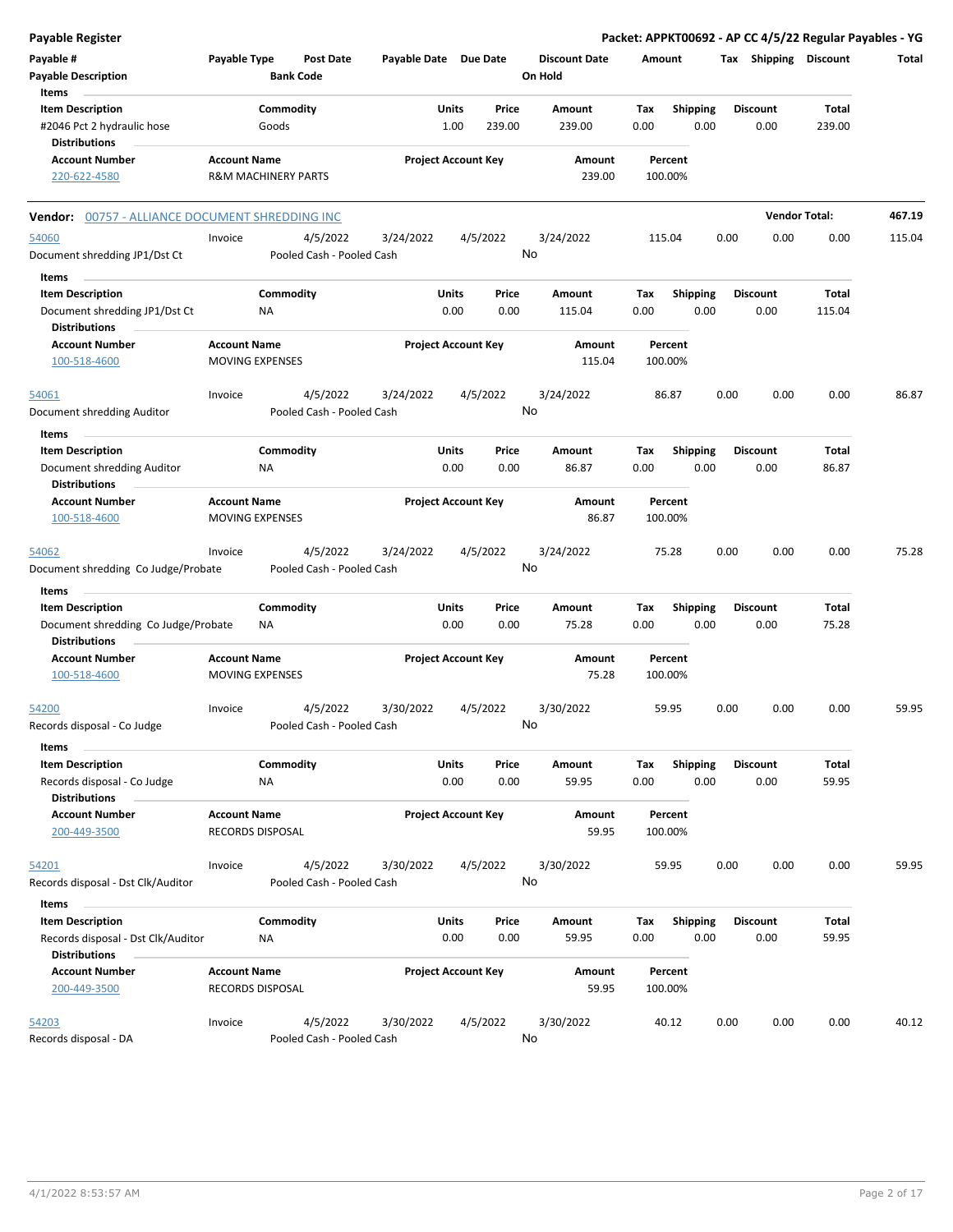**Payable Register** — Packet: APPKT00692 - AP CC 4/5/22 Regular Payables - YG

| Payable # | Payable Type | Post Date | Payable Date | Due Date | Discount Date | Amount | Tax | Shipping | Discount | Total |
|---|---|---|---|---|---|---|---|---|---|---|
| Payable Description | | Bank Code | | | On Hold | | | | | |

**Items**

| Item Description | Commodity | Units | Price | Amount | Tax | Shipping | Discount | Total |
|---|---|---|---|---|---|---|---|---|
| #2046 Pct 2 hydraulic hose | Goods | 1.00 | 239.00 | 239.00 | 0.00 | 0.00 | 0.00 | 239.00 |

**Distributions**

| Account Number | Account Name | Project Account Key | Amount | Percent |
|---|---|---|---|---|
| 220-622-4580 | R&M MACHINERY PARTS | | 239.00 | 100.00% |

---

**Vendor: 00757 - ALLIANCE DOCUMENT SHREDDING INC** — **Vendor Total: 467.19**

| Payable # | Payable Type | Post Date | Payable Date | Due Date | Discount Date | Amount | Tax | Shipping | Discount | Total |
|---|---|---|---|---|---|---|---|---|---|---|
| 54060 | Invoice | 4/5/2022 | 3/24/2022 | 4/5/2022 | 3/24/2022 | 115.04 | 0.00 | 0.00 | 0.00 | 115.04 |
| Document shredding JP1/Dst Ct | | Pooled Cash - Pooled Cash | | | No | | | | | |

**Items**

| Item Description | Commodity | Units | Price | Amount | Tax | Shipping | Discount | Total |
|---|---|---|---|---|---|---|---|---|
| Document shredding JP1/Dst Ct | NA | 0.00 | 0.00 | 115.04 | 0.00 | 0.00 | 0.00 | 115.04 |

**Distributions**

| Account Number | Account Name | Project Account Key | Amount | Percent |
|---|---|---|---|---|
| 100-518-4600 | MOVING EXPENSES | | 115.04 | 100.00% |

| Payable # | Payable Type | Post Date | Payable Date | Due Date | Discount Date | Amount | Tax | Shipping | Discount | Total |
|---|---|---|---|---|---|---|---|---|---|---|
| 54061 | Invoice | 4/5/2022 | 3/24/2022 | 4/5/2022 | 3/24/2022 | 86.87 | 0.00 | 0.00 | 0.00 | 86.87 |
| Document shredding Auditor | | Pooled Cash - Pooled Cash | | | No | | | | | |

**Items**

| Item Description | Commodity | Units | Price | Amount | Tax | Shipping | Discount | Total |
|---|---|---|---|---|---|---|---|---|
| Document shredding Auditor | NA | 0.00 | 0.00 | 86.87 | 0.00 | 0.00 | 0.00 | 86.87 |

**Distributions**

| Account Number | Account Name | Project Account Key | Amount | Percent |
|---|---|---|---|---|
| 100-518-4600 | MOVING EXPENSES | | 86.87 | 100.00% |

| Payable # | Payable Type | Post Date | Payable Date | Due Date | Discount Date | Amount | Tax | Shipping | Discount | Total |
|---|---|---|---|---|---|---|---|---|---|---|
| 54062 | Invoice | 4/5/2022 | 3/24/2022 | 4/5/2022 | 3/24/2022 | 75.28 | 0.00 | 0.00 | 0.00 | 75.28 |
| Document shredding Co Judge/Probate | | Pooled Cash - Pooled Cash | | | No | | | | | |

**Items**

| Item Description | Commodity | Units | Price | Amount | Tax | Shipping | Discount | Total |
|---|---|---|---|---|---|---|---|---|
| Document shredding Co Judge/Probate | NA | 0.00 | 0.00 | 75.28 | 0.00 | 0.00 | 0.00 | 75.28 |

**Distributions**

| Account Number | Account Name | Project Account Key | Amount | Percent |
|---|---|---|---|---|
| 100-518-4600 | MOVING EXPENSES | | 75.28 | 100.00% |

| Payable # | Payable Type | Post Date | Payable Date | Due Date | Discount Date | Amount | Tax | Shipping | Discount | Total |
|---|---|---|---|---|---|---|---|---|---|---|
| 54200 | Invoice | 4/5/2022 | 3/30/2022 | 4/5/2022 | 3/30/2022 | 59.95 | 0.00 | 0.00 | 0.00 | 59.95 |
| Records disposal - Co Judge | | Pooled Cash - Pooled Cash | | | No | | | | | |

**Items**

| Item Description | Commodity | Units | Price | Amount | Tax | Shipping | Discount | Total |
|---|---|---|---|---|---|---|---|---|
| Records disposal - Co Judge | NA | 0.00 | 0.00 | 59.95 | 0.00 | 0.00 | 0.00 | 59.95 |

**Distributions**

| Account Number | Account Name | Project Account Key | Amount | Percent |
|---|---|---|---|---|
| 200-449-3500 | RECORDS DISPOSAL | | 59.95 | 100.00% |

| Payable # | Payable Type | Post Date | Payable Date | Due Date | Discount Date | Amount | Tax | Shipping | Discount | Total |
|---|---|---|---|---|---|---|---|---|---|---|
| 54201 | Invoice | 4/5/2022 | 3/30/2022 | 4/5/2022 | 3/30/2022 | 59.95 | 0.00 | 0.00 | 0.00 | 59.95 |
| Records disposal - Dst Clk/Auditor | | Pooled Cash - Pooled Cash | | | No | | | | | |

**Items**

| Item Description | Commodity | Units | Price | Amount | Tax | Shipping | Discount | Total |
|---|---|---|---|---|---|---|---|---|
| Records disposal - Dst Clk/Auditor | NA | 0.00 | 0.00 | 59.95 | 0.00 | 0.00 | 0.00 | 59.95 |

**Distributions**

| Account Number | Account Name | Project Account Key | Amount | Percent |
|---|---|---|---|---|
| 200-449-3500 | RECORDS DISPOSAL | | 59.95 | 100.00% |

| Payable # | Payable Type | Post Date | Payable Date | Due Date | Discount Date | Amount | Tax | Shipping | Discount | Total |
|---|---|---|---|---|---|---|---|---|---|---|
| 54203 | Invoice | 4/5/2022 | 3/30/2022 | 4/5/2022 | 3/30/2022 | 40.12 | 0.00 | 0.00 | 0.00 | 40.12 |
| Records disposal - DA | | Pooled Cash - Pooled Cash | | | No | | | | | |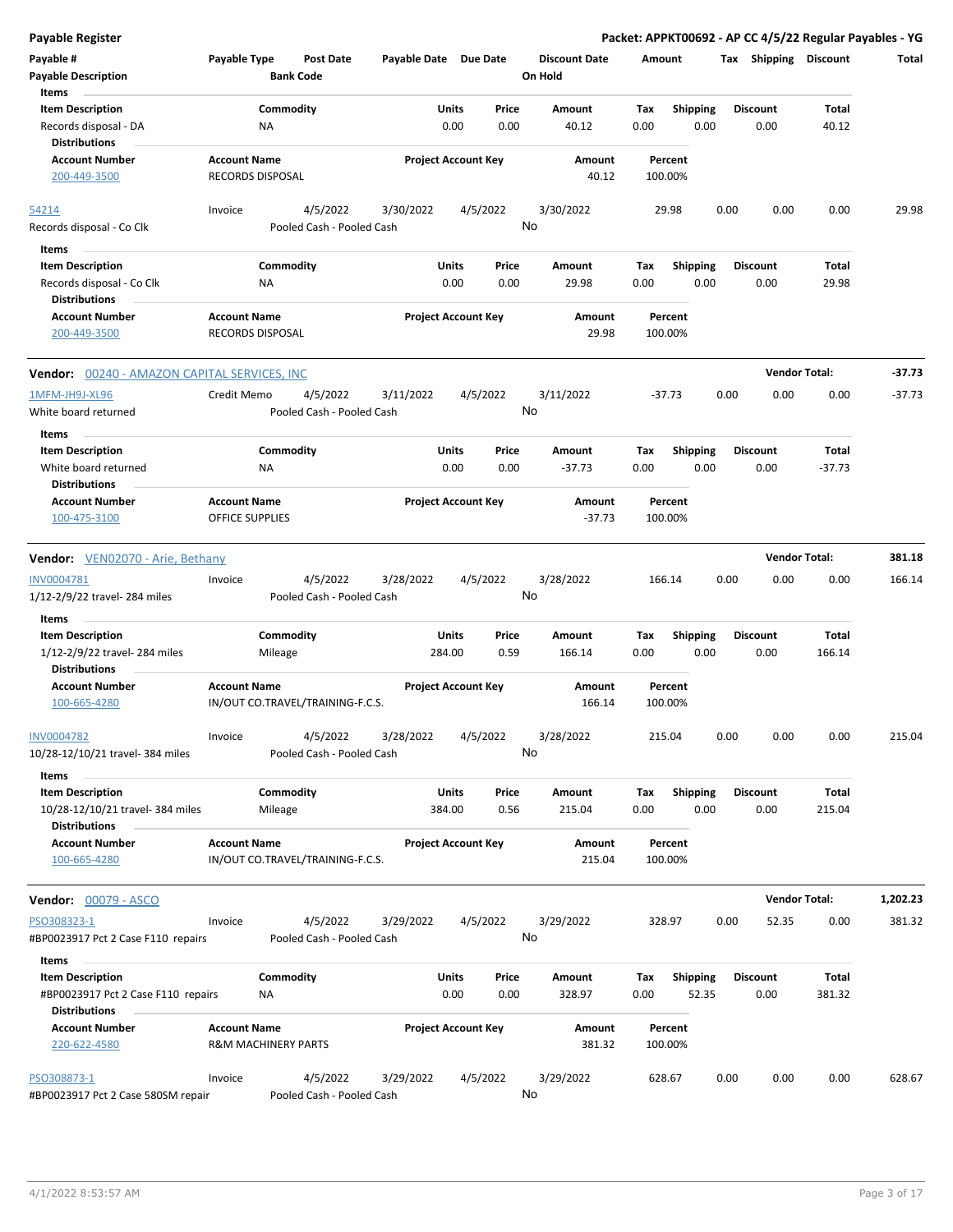**Payable Register** — **Packet: APPKT00692 - AP CC 4/5/22 Regular Payables - YG**

| Payable # | Payable Type | Post Date | Payable Date | Due Date | Discount Date | Amount | Tax | Shipping | Discount | Total |
|---|---|---|---|---|---|---|---|---|---|---|
| Payable Description | | Bank Code | | | On Hold | | | | | |

**Items**

| Item Description | Commodity | Units | Price | Amount | Tax | Shipping | Discount | Total |
|---|---|---|---|---|---|---|---|---|
| Records disposal - DA | NA | 0.00 | 0.00 | 40.12 | 0.00 | 0.00 | 0.00 | 40.12 |

**Distributions**

| Account Number | Account Name | Project Account Key | Amount | Percent |
|---|---|---|---|---|
| 200-449-3500 | RECORDS DISPOSAL | | 40.12 | 100.00% |

| Payable # | Payable Type | Post Date | Payable Date | Due Date | Discount Date | Amount | Tax | Shipping | Discount | Total |
|---|---|---|---|---|---|---|---|---|---|---|
| 54214 | Invoice | 4/5/2022 | 3/30/2022 | 4/5/2022 | 3/30/2022 | 29.98 | 0.00 | 0.00 | 0.00 | 29.98 |
| Records disposal - Co Clk | | Pooled Cash - Pooled Cash | | | No | | | | | |

**Items**

| Item Description | Commodity | Units | Price | Amount | Tax | Shipping | Discount | Total |
|---|---|---|---|---|---|---|---|---|
| Records disposal - Co Clk | NA | 0.00 | 0.00 | 29.98 | 0.00 | 0.00 | 0.00 | 29.98 |

**Distributions**

| Account Number | Account Name | Project Account Key | Amount | Percent |
|---|---|---|---|---|
| 200-449-3500 | RECORDS DISPOSAL | | 29.98 | 100.00% |

**Vendor: 00240 - AMAZON CAPITAL SERVICES, INC** — **Vendor Total: -37.73**

| Payable # | Payable Type | Post Date | Payable Date | Due Date | Discount Date | Amount | Tax | Shipping | Discount | Total |
|---|---|---|---|---|---|---|---|---|---|---|
| 1MFM-JH9J-XL96 | Credit Memo | 4/5/2022 | 3/11/2022 | 4/5/2022 | 3/11/2022 | -37.73 | 0.00 | 0.00 | 0.00 | -37.73 |
| White board returned | | Pooled Cash - Pooled Cash | | | No | | | | | |

**Items**

| Item Description | Commodity | Units | Price | Amount | Tax | Shipping | Discount | Total |
|---|---|---|---|---|---|---|---|---|
| White board returned | NA | 0.00 | 0.00 | -37.73 | 0.00 | 0.00 | 0.00 | -37.73 |

**Distributions**

| Account Number | Account Name | Project Account Key | Amount | Percent |
|---|---|---|---|---|
| 100-475-3100 | OFFICE SUPPLIES | | -37.73 | 100.00% |

**Vendor: VEN02070 - Arie, Bethany** — **Vendor Total: 381.18**

| Payable # | Payable Type | Post Date | Payable Date | Due Date | Discount Date | Amount | Tax | Shipping | Discount | Total |
|---|---|---|---|---|---|---|---|---|---|---|
| INV0004781 | Invoice | 4/5/2022 | 3/28/2022 | 4/5/2022 | 3/28/2022 | 166.14 | 0.00 | 0.00 | 0.00 | 166.14 |
| 1/12-2/9/22 travel- 284 miles | | Pooled Cash - Pooled Cash | | | No | | | | | |

**Items**

| Item Description | Commodity | Units | Price | Amount | Tax | Shipping | Discount | Total |
|---|---|---|---|---|---|---|---|---|
| 1/12-2/9/22 travel- 284 miles | Mileage | 284.00 | 0.59 | 166.14 | 0.00 | 0.00 | 0.00 | 166.14 |

**Distributions**

| Account Number | Account Name | Project Account Key | Amount | Percent |
|---|---|---|---|---|
| 100-665-4280 | IN/OUT CO.TRAVEL/TRAINING-F.C.S. | | 166.14 | 100.00% |

| Payable # | Payable Type | Post Date | Payable Date | Due Date | Discount Date | Amount | Tax | Shipping | Discount | Total |
|---|---|---|---|---|---|---|---|---|---|---|
| INV0004782 | Invoice | 4/5/2022 | 3/28/2022 | 4/5/2022 | 3/28/2022 | 215.04 | 0.00 | 0.00 | 0.00 | 215.04 |
| 10/28-12/10/21 travel- 384 miles | | Pooled Cash - Pooled Cash | | | No | | | | | |

**Items**

| Item Description | Commodity | Units | Price | Amount | Tax | Shipping | Discount | Total |
|---|---|---|---|---|---|---|---|---|
| 10/28-12/10/21 travel- 384 miles | Mileage | 384.00 | 0.56 | 215.04 | 0.00 | 0.00 | 0.00 | 215.04 |

**Distributions**

| Account Number | Account Name | Project Account Key | Amount | Percent |
|---|---|---|---|---|
| 100-665-4280 | IN/OUT CO.TRAVEL/TRAINING-F.C.S. | | 215.04 | 100.00% |

**Vendor: 00079 - ASCO** — **Vendor Total: 1,202.23**

| Payable # | Payable Type | Post Date | Payable Date | Due Date | Discount Date | Amount | Tax | Shipping | Discount | Total |
|---|---|---|---|---|---|---|---|---|---|---|
| PSO308323-1 | Invoice | 4/5/2022 | 3/29/2022 | 4/5/2022 | 3/29/2022 | 328.97 | 0.00 | 52.35 | 0.00 | 381.32 |
| #BP0023917 Pct 2 Case F110 repairs | | Pooled Cash - Pooled Cash | | | No | | | | | |

**Items**

| Item Description | Commodity | Units | Price | Amount | Tax | Shipping | Discount | Total |
|---|---|---|---|---|---|---|---|---|
| #BP0023917 Pct 2 Case F110 repairs | NA | 0.00 | 0.00 | 328.97 | 0.00 | 52.35 | 0.00 | 381.32 |

**Distributions**

| Account Number | Account Name | Project Account Key | Amount | Percent |
|---|---|---|---|---|
| 220-622-4580 | R&M MACHINERY PARTS | | 381.32 | 100.00% |

| Payable # | Payable Type | Post Date | Payable Date | Due Date | Discount Date | Amount | Tax | Shipping | Discount | Total |
|---|---|---|---|---|---|---|---|---|---|---|
| PSO308873-1 | Invoice | 4/5/2022 | 3/29/2022 | 4/5/2022 | 3/29/2022 | 628.67 | 0.00 | 0.00 | 0.00 | 628.67 |
| #BP0023917 Pct 2 Case 580SM repair | | Pooled Cash - Pooled Cash | | | No | | | | | |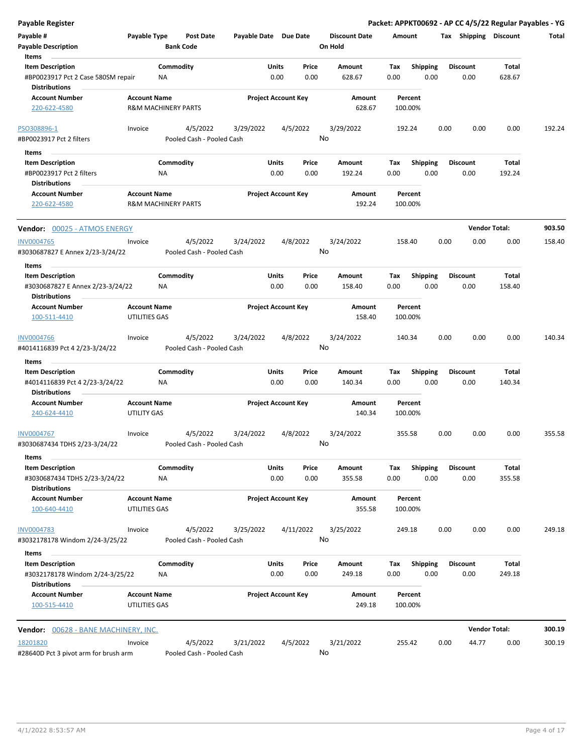**Payable Register** — **Packet: APPKT00692 - AP CC 4/5/22 Regular Payables - YG**

| Payable # | Payable Type | Post Date | Payable Date | Due Date | Discount Date | Amount | Tax | Shipping | Discount | Total |
|---|---|---|---|---|---|---|---|---|---|---|
| Payable Description | | Bank Code | | | On Hold | | | | | |

**Items**

| Item Description | Commodity | Units | Price | Amount | Tax | Shipping | Discount | Total |
|---|---|---|---|---|---|---|---|---|
| #BP0023917 Pct 2 Case 580SM repair | NA | 0.00 | 0.00 | 628.67 | 0.00 | 0.00 | 0.00 | 628.67 |

**Distributions**

| Account Number | Account Name | Project Account Key | Amount | Percent |
|---|---|---|---|---|
| 220-622-4580 | R&M MACHINERY PARTS | | 628.67 | 100.00% |

| Payable # | Payable Type | Post Date | Payable Date | Due Date | Discount Date | Amount | Tax | Shipping | Discount | Total |
|---|---|---|---|---|---|---|---|---|---|---|
| PSO308896-1 | Invoice | 4/5/2022 | 3/29/2022 | 4/5/2022 | 3/29/2022 | 192.24 | 0.00 | 0.00 | 0.00 | 192.24 |
| #BP0023917 Pct 2 filters | | Pooled Cash - Pooled Cash | | | No | | | | | |

**Items**

| Item Description | Commodity | Units | Price | Amount | Tax | Shipping | Discount | Total |
|---|---|---|---|---|---|---|---|---|
| #BP0023917 Pct 2 filters | NA | 0.00 | 0.00 | 192.24 | 0.00 | 0.00 | 0.00 | 192.24 |

**Distributions**

| Account Number | Account Name | Project Account Key | Amount | Percent |
|---|---|---|---|---|
| 220-622-4580 | R&M MACHINERY PARTS | | 192.24 | 100.00% |

**Vendor:** 00025 - ATMOS ENERGY — **Vendor Total: 903.50**

| Payable # | Payable Type | Post Date | Payable Date | Due Date | Discount Date | Amount | Tax | Shipping | Discount | Total |
|---|---|---|---|---|---|---|---|---|---|---|
| INV0004765 | Invoice | 4/5/2022 | 3/24/2022 | 4/8/2022 | 3/24/2022 | 158.40 | 0.00 | 0.00 | 0.00 | 158.40 |
| #3030687827 E Annex 2/23-3/24/22 | | Pooled Cash - Pooled Cash | | | No | | | | | |

**Items**

| Item Description | Commodity | Units | Price | Amount | Tax | Shipping | Discount | Total |
|---|---|---|---|---|---|---|---|---|
| #3030687827 E Annex 2/23-3/24/22 | NA | 0.00 | 0.00 | 158.40 | 0.00 | 0.00 | 0.00 | 158.40 |

**Distributions**

| Account Number | Account Name | Project Account Key | Amount | Percent |
|---|---|---|---|---|
| 100-511-4410 | UTILITIES GAS | | 158.40 | 100.00% |

| Payable # | Payable Type | Post Date | Payable Date | Due Date | Discount Date | Amount | Tax | Shipping | Discount | Total |
|---|---|---|---|---|---|---|---|---|---|---|
| INV0004766 | Invoice | 4/5/2022 | 3/24/2022 | 4/8/2022 | 3/24/2022 | 140.34 | 0.00 | 0.00 | 0.00 | 140.34 |
| #4014116839 Pct 4 2/23-3/24/22 | | Pooled Cash - Pooled Cash | | | No | | | | | |

**Items**

| Item Description | Commodity | Units | Price | Amount | Tax | Shipping | Discount | Total |
|---|---|---|---|---|---|---|---|---|
| #4014116839 Pct 4 2/23-3/24/22 | NA | 0.00 | 0.00 | 140.34 | 0.00 | 0.00 | 0.00 | 140.34 |

**Distributions**

| Account Number | Account Name | Project Account Key | Amount | Percent |
|---|---|---|---|---|
| 240-624-4410 | UTILITY GAS | | 140.34 | 100.00% |

| Payable # | Payable Type | Post Date | Payable Date | Due Date | Discount Date | Amount | Tax | Shipping | Discount | Total |
|---|---|---|---|---|---|---|---|---|---|---|
| INV0004767 | Invoice | 4/5/2022 | 3/24/2022 | 4/8/2022 | 3/24/2022 | 355.58 | 0.00 | 0.00 | 0.00 | 355.58 |
| #3030687434 TDHS 2/23-3/24/22 | | Pooled Cash - Pooled Cash | | | No | | | | | |

**Items**

| Item Description | Commodity | Units | Price | Amount | Tax | Shipping | Discount | Total |
|---|---|---|---|---|---|---|---|---|
| #3030687434 TDHS 2/23-3/24/22 | NA | 0.00 | 0.00 | 355.58 | 0.00 | 0.00 | 0.00 | 355.58 |

**Distributions**

| Account Number | Account Name | Project Account Key | Amount | Percent |
|---|---|---|---|---|
| 100-640-4410 | UTILITIES GAS | | 355.58 | 100.00% |

| Payable # | Payable Type | Post Date | Payable Date | Due Date | Discount Date | Amount | Tax | Shipping | Discount | Total |
|---|---|---|---|---|---|---|---|---|---|---|
| INV0004783 | Invoice | 4/5/2022 | 3/25/2022 | 4/11/2022 | 3/25/2022 | 249.18 | 0.00 | 0.00 | 0.00 | 249.18 |
| #3032178178 Windom 2/24-3/25/22 | | Pooled Cash - Pooled Cash | | | No | | | | | |

**Items**

| Item Description | Commodity | Units | Price | Amount | Tax | Shipping | Discount | Total |
|---|---|---|---|---|---|---|---|---|
| #3032178178 Windom 2/24-3/25/22 | NA | 0.00 | 0.00 | 249.18 | 0.00 | 0.00 | 0.00 | 249.18 |

**Distributions**

| Account Number | Account Name | Project Account Key | Amount | Percent |
|---|---|---|---|---|
| 100-515-4410 | UTILITIES GAS | | 249.18 | 100.00% |

**Vendor:** 00628 - BANE MACHINERY, INC. — **Vendor Total: 300.19**

| Payable # | Payable Type | Post Date | Payable Date | Due Date | Discount Date | Amount | Tax | Shipping | Discount | Total |
|---|---|---|---|---|---|---|---|---|---|---|
| 18201820 | Invoice | 4/5/2022 | 3/21/2022 | 4/5/2022 | 3/21/2022 | 255.42 | 0.00 | 44.77 | 0.00 | 300.19 |
| #28640D Pct 3 pivot arm for brush arm | | Pooled Cash - Pooled Cash | | | No | | | | | |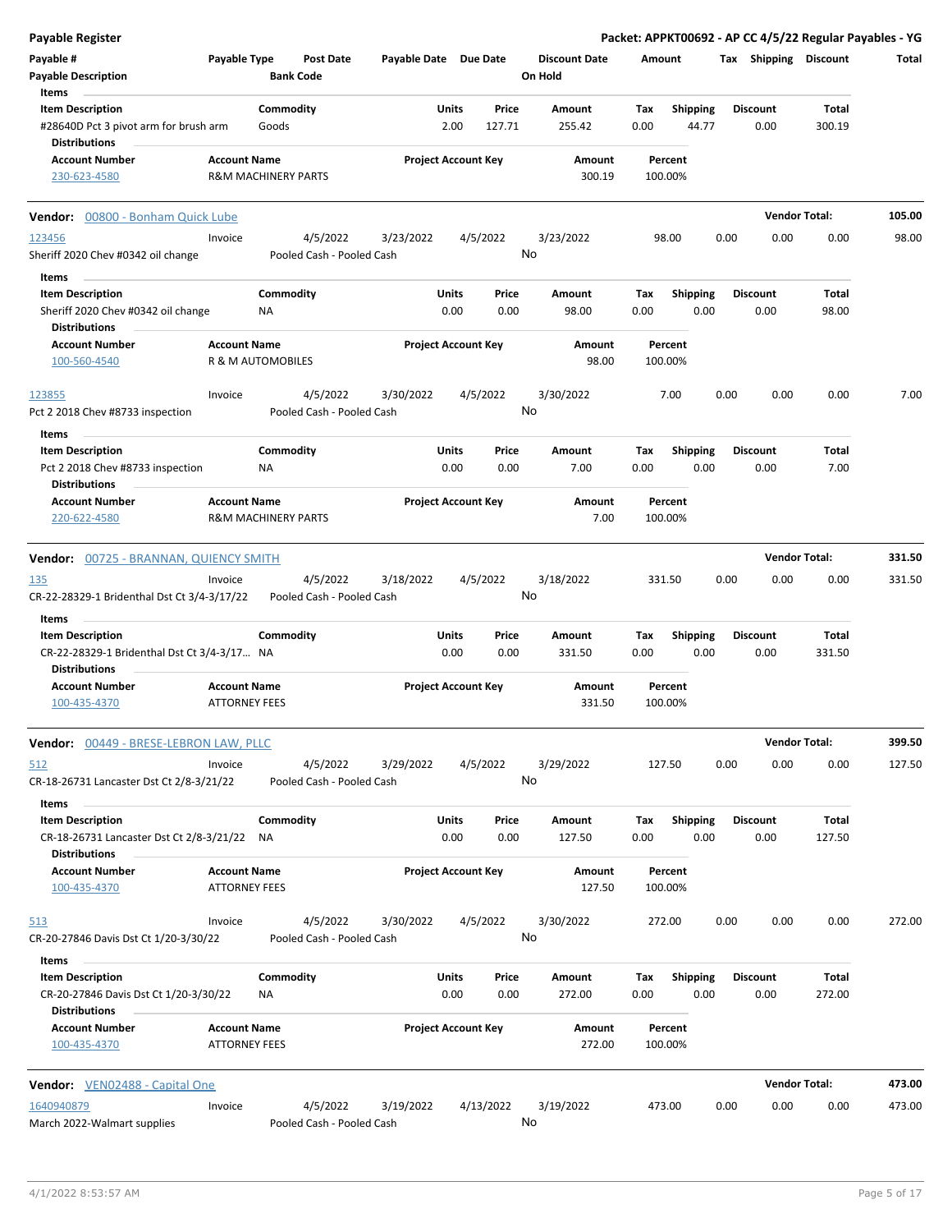## Payable Register

**Packet: APPKT00692 - AP CC 4/5/22 Regular Payables - YG**

| Payable # | Payable Type | Post Date | Payable Date | Due Date | Discount Date | Amount | Tax | Shipping | Discount | Total |
|---|---|---|---|---|---|---|---|---|---|---|
| Payable Description | | Bank Code | | | On Hold | | | | | |

**Items**

| Item Description | Commodity | Units | Price | Amount | Tax | Shipping | Discount | Total |
|---|---|---|---|---|---|---|---|---|
| #28640D Pct 3 pivot arm for brush arm | Goods | 2.00 | 127.71 | 255.42 | 0.00 | 44.77 | 0.00 | 300.19 |

**Distributions**

| Account Number | Account Name | Project Account Key | Amount | Percent |
|---|---|---|---|---|
| 230-623-4580 | R&M MACHINERY PARTS | | 300.19 | 100.00% |

---

### Vendor: 00800 - Bonham Quick Lube — Vendor Total: 105.00

| Payable # | Payable Type | Post Date | Payable Date | Due Date | Discount Date | Amount | Tax | Shipping | Discount | Total |
|---|---|---|---|---|---|---|---|---|---|---|
| 123456 | Invoice | 4/5/2022 | 3/23/2022 | 4/5/2022 | 3/23/2022 | 98.00 | 0.00 | 0.00 | 0.00 | 98.00 |
| Sheriff 2020 Chev #0342 oil change | | Pooled Cash - Pooled Cash | | | No | | | | | |

**Items**

| Item Description | Commodity | Units | Price | Amount | Tax | Shipping | Discount | Total |
|---|---|---|---|---|---|---|---|---|
| Sheriff 2020 Chev #0342 oil change | NA | 0.00 | 0.00 | 98.00 | 0.00 | 0.00 | 0.00 | 98.00 |

**Distributions**

| Account Number | Account Name | Project Account Key | Amount | Percent |
|---|---|---|---|---|
| 100-560-4540 | R & M AUTOMOBILES | | 98.00 | 100.00% |

| Payable # | Payable Type | Post Date | Payable Date | Due Date | Discount Date | Amount | Tax | Shipping | Discount | Total |
|---|---|---|---|---|---|---|---|---|---|---|
| 123855 | Invoice | 4/5/2022 | 3/30/2022 | 4/5/2022 | 3/30/2022 | 7.00 | 0.00 | 0.00 | 0.00 | 7.00 |
| Pct 2 2018 Chev #8733 inspection | | Pooled Cash - Pooled Cash | | | No | | | | | |

**Items**

| Item Description | Commodity | Units | Price | Amount | Tax | Shipping | Discount | Total |
|---|---|---|---|---|---|---|---|---|
| Pct 2 2018 Chev #8733 inspection | NA | 0.00 | 0.00 | 7.00 | 0.00 | 0.00 | 0.00 | 7.00 |

**Distributions**

| Account Number | Account Name | Project Account Key | Amount | Percent |
|---|---|---|---|---|
| 220-622-4580 | R&M MACHINERY PARTS | | 7.00 | 100.00% |

---

### Vendor: 00725 - BRANNAN, QUIENCY SMITH — Vendor Total: 331.50

| Payable # | Payable Type | Post Date | Payable Date | Due Date | Discount Date | Amount | Tax | Shipping | Discount | Total |
|---|---|---|---|---|---|---|---|---|---|---|
| 135 | Invoice | 4/5/2022 | 3/18/2022 | 4/5/2022 | 3/18/2022 | 331.50 | 0.00 | 0.00 | 0.00 | 331.50 |
| CR-22-28329-1 Bridenthal Dst Ct 3/4-3/17/22 | | Pooled Cash - Pooled Cash | | | No | | | | | |

**Items**

| Item Description | Commodity | Units | Price | Amount | Tax | Shipping | Discount | Total |
|---|---|---|---|---|---|---|---|---|
| CR-22-28329-1 Bridenthal Dst Ct 3/4-3/17... | NA | 0.00 | 0.00 | 331.50 | 0.00 | 0.00 | 0.00 | 331.50 |

**Distributions**

| Account Number | Account Name | Project Account Key | Amount | Percent |
|---|---|---|---|---|
| 100-435-4370 | ATTORNEY FEES | | 331.50 | 100.00% |

---

### Vendor: 00449 - BRESE-LEBRON LAW, PLLC — Vendor Total: 399.50

| Payable # | Payable Type | Post Date | Payable Date | Due Date | Discount Date | Amount | Tax | Shipping | Discount | Total |
|---|---|---|---|---|---|---|---|---|---|---|
| 512 | Invoice | 4/5/2022 | 3/29/2022 | 4/5/2022 | 3/29/2022 | 127.50 | 0.00 | 0.00 | 0.00 | 127.50 |
| CR-18-26731 Lancaster Dst Ct 2/8-3/21/22 | | Pooled Cash - Pooled Cash | | | No | | | | | |

**Items**

| Item Description | Commodity | Units | Price | Amount | Tax | Shipping | Discount | Total |
|---|---|---|---|---|---|---|---|---|
| CR-18-26731 Lancaster Dst Ct 2/8-3/21/22 | NA | 0.00 | 0.00 | 127.50 | 0.00 | 0.00 | 0.00 | 127.50 |

**Distributions**

| Account Number | Account Name | Project Account Key | Amount | Percent |
|---|---|---|---|---|
| 100-435-4370 | ATTORNEY FEES | | 127.50 | 100.00% |

| Payable # | Payable Type | Post Date | Payable Date | Due Date | Discount Date | Amount | Tax | Shipping | Discount | Total |
|---|---|---|---|---|---|---|---|---|---|---|
| 513 | Invoice | 4/5/2022 | 3/30/2022 | 4/5/2022 | 3/30/2022 | 272.00 | 0.00 | 0.00 | 0.00 | 272.00 |
| CR-20-27846 Davis Dst Ct 1/20-3/30/22 | | Pooled Cash - Pooled Cash | | | No | | | | | |

**Items**

| Item Description | Commodity | Units | Price | Amount | Tax | Shipping | Discount | Total |
|---|---|---|---|---|---|---|---|---|
| CR-20-27846 Davis Dst Ct 1/20-3/30/22 | NA | 0.00 | 0.00 | 272.00 | 0.00 | 0.00 | 0.00 | 272.00 |

**Distributions**

| Account Number | Account Name | Project Account Key | Amount | Percent |
|---|---|---|---|---|
| 100-435-4370 | ATTORNEY FEES | | 272.00 | 100.00% |

---

### Vendor: VEN02488 - Capital One — Vendor Total: 473.00

| Payable # | Payable Type | Post Date | Payable Date | Due Date | Discount Date | Amount | Tax | Shipping | Discount | Total |
|---|---|---|---|---|---|---|---|---|---|---|
| 1640940879 | Invoice | 4/5/2022 | 3/19/2022 | 4/13/2022 | 3/19/2022 | 473.00 | 0.00 | 0.00 | 0.00 | 473.00 |
| March 2022-Walmart supplies | | Pooled Cash - Pooled Cash | | | No | | | | | |

4/1/2022 8:53:57 AM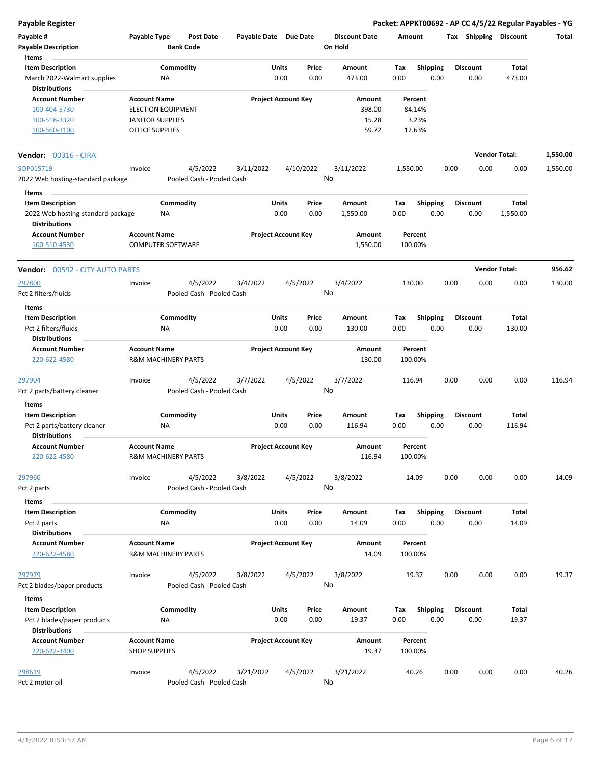# Payable Register

**Packet: APPKT00692 - AP CC 4/5/22 Regular Payables - YG**

| Payable # | Payable Type | Post Date | Payable Date | Due Date | Discount Date | Amount | Tax | Shipping | Discount | Total |
|---|---|---|---|---|---|---|---|---|---|---|
| Payable Description | | Bank Code | | | On Hold | | | | | |

**Items**

| Item Description | Commodity | Units | Price | Amount | Tax | Shipping | Discount | Total |
|---|---|---|---|---|---|---|---|---|
| March 2022-Walmart supplies | NA | 0.00 | 0.00 | 473.00 | 0.00 | 0.00 | 0.00 | 473.00 |

**Distributions**

| Account Number | Account Name | Project Account Key | Amount | Percent |
|---|---|---|---|---|
| 100-404-5730 | ELECTION EQUIPMENT | | 398.00 | 84.14% |
| 100-518-3320 | JANITOR SUPPLIES | | 15.28 | 3.23% |
| 100-560-3100 | OFFICE SUPPLIES | | 59.72 | 12.63% |

---

**Vendor: 00316 - CIRA** — **Vendor Total: 1,550.00**

| Payable # | Payable Type | Post Date | Payable Date | Due Date | Discount Date | Amount | Tax | Shipping | Discount | Total |
|---|---|---|---|---|---|---|---|---|---|---|
| SOP015719 | Invoice | 4/5/2022 | 3/11/2022 | 4/10/2022 | 3/11/2022 | 1,550.00 | 0.00 | 0.00 | 0.00 | 1,550.00 |
| 2022 Web hosting-standard package | | Pooled Cash - Pooled Cash | | | No | | | | | |

**Items**

| Item Description | Commodity | Units | Price | Amount | Tax | Shipping | Discount | Total |
|---|---|---|---|---|---|---|---|---|
| 2022 Web hosting-standard package | NA | 0.00 | 0.00 | 1,550.00 | 0.00 | 0.00 | 0.00 | 1,550.00 |

**Distributions**

| Account Number | Account Name | Project Account Key | Amount | Percent |
|---|---|---|---|---|
| 100-510-4530 | COMPUTER SOFTWARE | | 1,550.00 | 100.00% |

---

**Vendor: 00592 - CITY AUTO PARTS** — **Vendor Total: 956.62**

| Payable # | Payable Type | Post Date | Payable Date | Due Date | Discount Date | Amount | Tax | Shipping | Discount | Total |
|---|---|---|---|---|---|---|---|---|---|---|
| 297800 | Invoice | 4/5/2022 | 3/4/2022 | 4/5/2022 | 3/4/2022 | 130.00 | 0.00 | 0.00 | 0.00 | 130.00 |
| Pct 2 filters/fluids | | Pooled Cash - Pooled Cash | | | No | | | | | |

**Items**

| Item Description | Commodity | Units | Price | Amount | Tax | Shipping | Discount | Total |
|---|---|---|---|---|---|---|---|---|
| Pct 2 filters/fluids | NA | 0.00 | 0.00 | 130.00 | 0.00 | 0.00 | 0.00 | 130.00 |

**Distributions**

| Account Number | Account Name | Project Account Key | Amount | Percent |
|---|---|---|---|---|
| 220-622-4580 | R&M MACHINERY PARTS | | 130.00 | 100.00% |

| Payable # | Payable Type | Post Date | Payable Date | Due Date | Discount Date | Amount | Tax | Shipping | Discount | Total |
|---|---|---|---|---|---|---|---|---|---|---|
| 297904 | Invoice | 4/5/2022 | 3/7/2022 | 4/5/2022 | 3/7/2022 | 116.94 | 0.00 | 0.00 | 0.00 | 116.94 |
| Pct 2 parts/battery cleaner | | Pooled Cash - Pooled Cash | | | No | | | | | |

**Items**

| Item Description | Commodity | Units | Price | Amount | Tax | Shipping | Discount | Total |
|---|---|---|---|---|---|---|---|---|
| Pct 2 parts/battery cleaner | NA | 0.00 | 0.00 | 116.94 | 0.00 | 0.00 | 0.00 | 116.94 |

**Distributions**

| Account Number | Account Name | Project Account Key | Amount | Percent |
|---|---|---|---|---|
| 220-622-4580 | R&M MACHINERY PARTS | | 116.94 | 100.00% |

| Payable # | Payable Type | Post Date | Payable Date | Due Date | Discount Date | Amount | Tax | Shipping | Discount | Total |
|---|---|---|---|---|---|---|---|---|---|---|
| 297960 | Invoice | 4/5/2022 | 3/8/2022 | 4/5/2022 | 3/8/2022 | 14.09 | 0.00 | 0.00 | 0.00 | 14.09 |
| Pct 2 parts | | Pooled Cash - Pooled Cash | | | No | | | | | |

**Items**

| Item Description | Commodity | Units | Price | Amount | Tax | Shipping | Discount | Total |
|---|---|---|---|---|---|---|---|---|
| Pct 2 parts | NA | 0.00 | 0.00 | 14.09 | 0.00 | 0.00 | 0.00 | 14.09 |

**Distributions**

| Account Number | Account Name | Project Account Key | Amount | Percent |
|---|---|---|---|---|
| 220-622-4580 | R&M MACHINERY PARTS | | 14.09 | 100.00% |

| Payable # | Payable Type | Post Date | Payable Date | Due Date | Discount Date | Amount | Tax | Shipping | Discount | Total |
|---|---|---|---|---|---|---|---|---|---|---|
| 297979 | Invoice | 4/5/2022 | 3/8/2022 | 4/5/2022 | 3/8/2022 | 19.37 | 0.00 | 0.00 | 0.00 | 19.37 |
| Pct 2 blades/paper products | | Pooled Cash - Pooled Cash | | | No | | | | | |

**Items**

| Item Description | Commodity | Units | Price | Amount | Tax | Shipping | Discount | Total |
|---|---|---|---|---|---|---|---|---|
| Pct 2 blades/paper products | NA | 0.00 | 0.00 | 19.37 | 0.00 | 0.00 | 0.00 | 19.37 |

**Distributions**

| Account Number | Account Name | Project Account Key | Amount | Percent |
|---|---|---|---|---|
| 220-622-3400 | SHOP SUPPLIES | | 19.37 | 100.00% |

| Payable # | Payable Type | Post Date | Payable Date | Due Date | Discount Date | Amount | Tax | Shipping | Discount | Total |
|---|---|---|---|---|---|---|---|---|---|---|
| 298619 | Invoice | 4/5/2022 | 3/21/2022 | 4/5/2022 | 3/21/2022 | 40.26 | 0.00 | 0.00 | 0.00 | 40.26 |
| Pct 2 motor oil | | Pooled Cash - Pooled Cash | | | No | | | | | |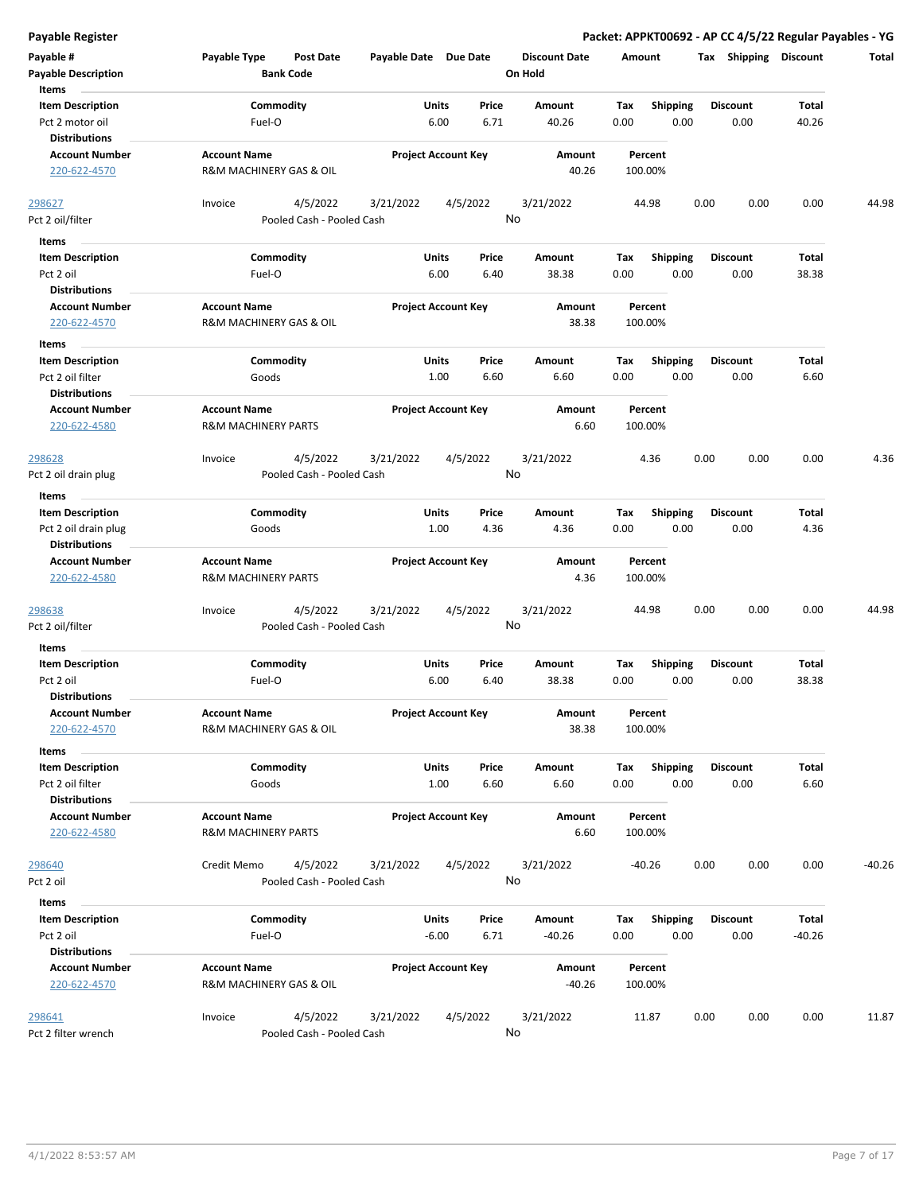# Payable Register

**Packet: APPKT00692 - AP CC 4/5/22 Regular Payables - YG**

| Payable # | Payable Type | Post Date | Payable Date | Due Date | Discount Date | Amount | Tax | Shipping | Discount | Total |
|---|---|---|---|---|---|---|---|---|---|---|
| Payable Description | | Bank Code | | | On Hold | | | | | |

**Items**

| Item Description | Commodity | Units | Price | Amount | Tax | Shipping | Discount | Total |
|---|---|---|---|---|---|---|---|---|
| Pct 2 motor oil | Fuel-O | 6.00 | 6.71 | 40.26 | 0.00 | 0.00 | 0.00 | 40.26 |

**Distributions**

| Account Number | Account Name | Project Account Key | Amount | Percent |
|---|---|---|---|---|
| 220-622-4570 | R&M MACHINERY GAS & OIL | | 40.26 | 100.00% |

| Payable # | Payable Type | Post Date | Payable Date | Due Date | Discount Date | Amount | Tax | Shipping | Discount | Total |
|---|---|---|---|---|---|---|---|---|---|---|
| 298627 | Invoice | 4/5/2022 | 3/21/2022 | 4/5/2022 | 3/21/2022 | 44.98 | 0.00 | 0.00 | 0.00 | 44.98 |
| Pct 2 oil/filter | | Pooled Cash - Pooled Cash | | | No | | | | | |

**Items**

| Item Description | Commodity | Units | Price | Amount | Tax | Shipping | Discount | Total |
|---|---|---|---|---|---|---|---|---|
| Pct 2 oil | Fuel-O | 6.00 | 6.40 | 38.38 | 0.00 | 0.00 | 0.00 | 38.38 |

**Distributions**

| Account Number | Account Name | Project Account Key | Amount | Percent |
|---|---|---|---|---|
| 220-622-4570 | R&M MACHINERY GAS & OIL | | 38.38 | 100.00% |

**Items**

| Item Description | Commodity | Units | Price | Amount | Tax | Shipping | Discount | Total |
|---|---|---|---|---|---|---|---|---|
| Pct 2 oil filter | Goods | 1.00 | 6.60 | 6.60 | 0.00 | 0.00 | 0.00 | 6.60 |

**Distributions**

| Account Number | Account Name | Project Account Key | Amount | Percent |
|---|---|---|---|---|
| 220-622-4580 | R&M MACHINERY PARTS | | 6.60 | 100.00% |

| Payable # | Payable Type | Post Date | Payable Date | Due Date | Discount Date | Amount | Tax | Shipping | Discount | Total |
|---|---|---|---|---|---|---|---|---|---|---|
| 298628 | Invoice | 4/5/2022 | 3/21/2022 | 4/5/2022 | 3/21/2022 | 4.36 | 0.00 | 0.00 | 0.00 | 4.36 |
| Pct 2 oil drain plug | | Pooled Cash - Pooled Cash | | | No | | | | | |

**Items**

| Item Description | Commodity | Units | Price | Amount | Tax | Shipping | Discount | Total |
|---|---|---|---|---|---|---|---|---|
| Pct 2 oil drain plug | Goods | 1.00 | 4.36 | 4.36 | 0.00 | 0.00 | 0.00 | 4.36 |

**Distributions**

| Account Number | Account Name | Project Account Key | Amount | Percent |
|---|---|---|---|---|
| 220-622-4580 | R&M MACHINERY PARTS | | 4.36 | 100.00% |

| Payable # | Payable Type | Post Date | Payable Date | Due Date | Discount Date | Amount | Tax | Shipping | Discount | Total |
|---|---|---|---|---|---|---|---|---|---|---|
| 298638 | Invoice | 4/5/2022 | 3/21/2022 | 4/5/2022 | 3/21/2022 | 44.98 | 0.00 | 0.00 | 0.00 | 44.98 |
| Pct 2 oil/filter | | Pooled Cash - Pooled Cash | | | No | | | | | |

**Items**

| Item Description | Commodity | Units | Price | Amount | Tax | Shipping | Discount | Total |
|---|---|---|---|---|---|---|---|---|
| Pct 2 oil | Fuel-O | 6.00 | 6.40 | 38.38 | 0.00 | 0.00 | 0.00 | 38.38 |

**Distributions**

| Account Number | Account Name | Project Account Key | Amount | Percent |
|---|---|---|---|---|
| 220-622-4570 | R&M MACHINERY GAS & OIL | | 38.38 | 100.00% |

**Items**

| Item Description | Commodity | Units | Price | Amount | Tax | Shipping | Discount | Total |
|---|---|---|---|---|---|---|---|---|
| Pct 2 oil filter | Goods | 1.00 | 6.60 | 6.60 | 0.00 | 0.00 | 0.00 | 6.60 |

**Distributions**

| Account Number | Account Name | Project Account Key | Amount | Percent |
|---|---|---|---|---|
| 220-622-4580 | R&M MACHINERY PARTS | | 6.60 | 100.00% |

| Payable # | Payable Type | Post Date | Payable Date | Due Date | Discount Date | Amount | Tax | Shipping | Discount | Total |
|---|---|---|---|---|---|---|---|---|---|---|
| 298640 | Credit Memo | 4/5/2022 | 3/21/2022 | 4/5/2022 | 3/21/2022 | -40.26 | 0.00 | 0.00 | 0.00 | -40.26 |
| Pct 2 oil | | Pooled Cash - Pooled Cash | | | No | | | | | |

**Items**

| Item Description | Commodity | Units | Price | Amount | Tax | Shipping | Discount | Total |
|---|---|---|---|---|---|---|---|---|
| Pct 2 oil | Fuel-O | -6.00 | 6.71 | -40.26 | 0.00 | 0.00 | 0.00 | -40.26 |

**Distributions**

| Account Number | Account Name | Project Account Key | Amount | Percent |
|---|---|---|---|---|
| 220-622-4570 | R&M MACHINERY GAS & OIL | | -40.26 | 100.00% |

| Payable # | Payable Type | Post Date | Payable Date | Due Date | Discount Date | Amount | Tax | Shipping | Discount | Total |
|---|---|---|---|---|---|---|---|---|---|---|
| 298641 | Invoice | 4/5/2022 | 3/21/2022 | 4/5/2022 | 3/21/2022 | 11.87 | 0.00 | 0.00 | 0.00 | 11.87 |
| Pct 2 filter wrench | | Pooled Cash - Pooled Cash | | | No | | | | | |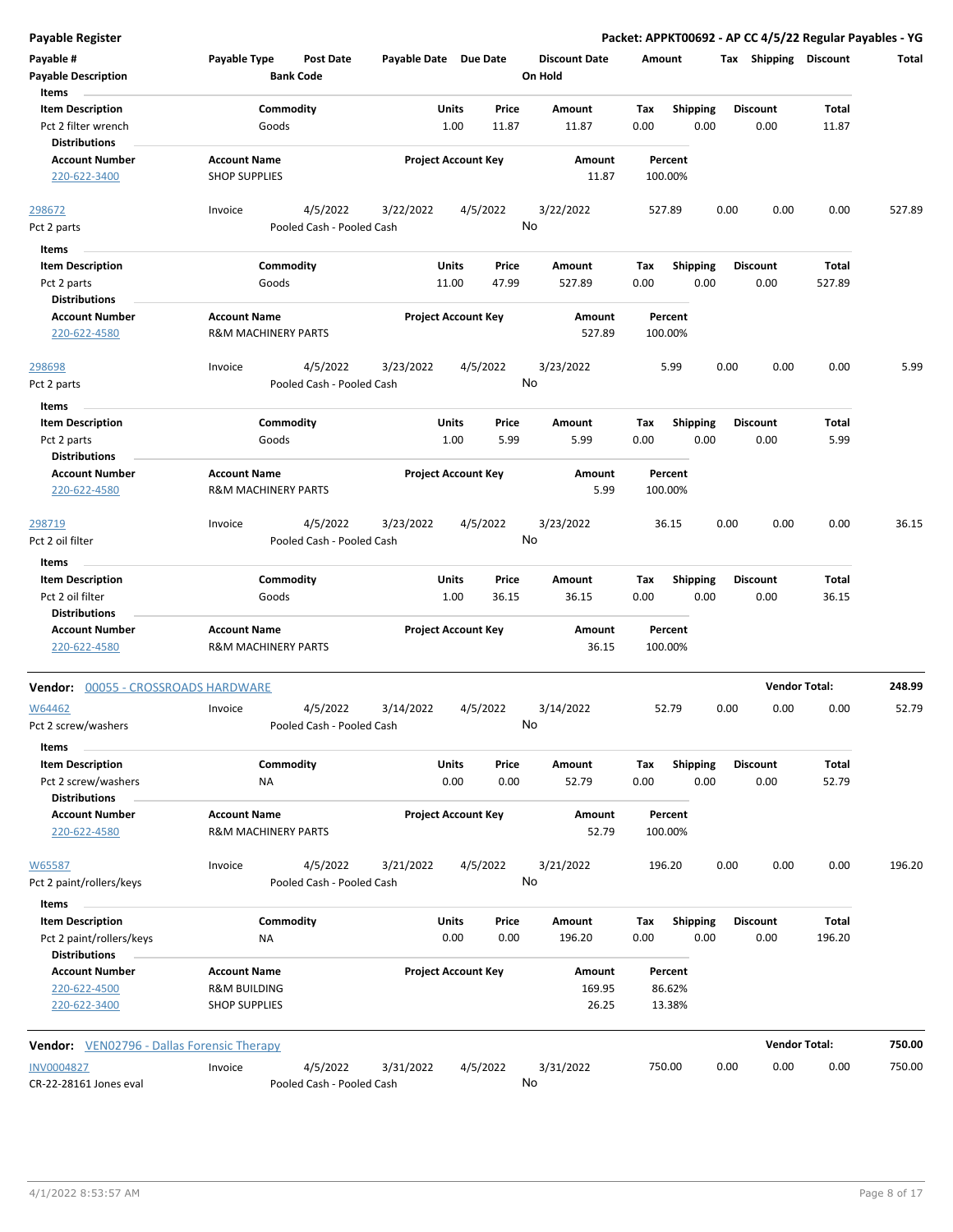**Payable Register** — **Packet: APPKT00692 - AP CC 4/5/22 Regular Payables - YG**

| Payable # | Payable Type | Post Date | Payable Date | Due Date | Discount Date | Amount | Tax | Shipping | Discount | Total |
|---|---|---|---|---|---|---|---|---|---|---|
| Payable Description | | Bank Code | | | On Hold | | | | | |

**Items**

| Item Description | Commodity | Units | Price | Amount | Tax | Shipping | Discount | Total |
|---|---|---|---|---|---|---|---|---|
| Pct 2 filter wrench | Goods | 1.00 | 11.87 | 11.87 | 0.00 | 0.00 | 0.00 | 11.87 |

**Distributions**

| Account Number | Account Name | Project Account Key | Amount | Percent |
|---|---|---|---|---|
| 220-622-3400 | SHOP SUPPLIES | | 11.87 | 100.00% |

| Payable # | Payable Type | Post Date | Payable Date | Due Date | Discount Date | Amount | Tax | Shipping | Discount | Total |
|---|---|---|---|---|---|---|---|---|---|---|
| 298672 | Invoice | 4/5/2022 | 3/22/2022 | 4/5/2022 | 3/22/2022 | 527.89 | 0.00 | 0.00 | 0.00 | 527.89 |
| Pct 2 parts | | Pooled Cash - Pooled Cash | | | No | | | | | |

**Items**

| Item Description | Commodity | Units | Price | Amount | Tax | Shipping | Discount | Total |
|---|---|---|---|---|---|---|---|---|
| Pct 2 parts | Goods | 11.00 | 47.99 | 527.89 | 0.00 | 0.00 | 0.00 | 527.89 |

**Distributions**

| Account Number | Account Name | Project Account Key | Amount | Percent |
|---|---|---|---|---|
| 220-622-4580 | R&M MACHINERY PARTS | | 527.89 | 100.00% |

| Payable # | Payable Type | Post Date | Payable Date | Due Date | Discount Date | Amount | Tax | Shipping | Discount | Total |
|---|---|---|---|---|---|---|---|---|---|---|
| 298698 | Invoice | 4/5/2022 | 3/23/2022 | 4/5/2022 | 3/23/2022 | 5.99 | 0.00 | 0.00 | 0.00 | 5.99 |
| Pct 2 parts | | Pooled Cash - Pooled Cash | | | No | | | | | |

**Items**

| Item Description | Commodity | Units | Price | Amount | Tax | Shipping | Discount | Total |
|---|---|---|---|---|---|---|---|---|
| Pct 2 parts | Goods | 1.00 | 5.99 | 5.99 | 0.00 | 0.00 | 0.00 | 5.99 |

**Distributions**

| Account Number | Account Name | Project Account Key | Amount | Percent |
|---|---|---|---|---|
| 220-622-4580 | R&M MACHINERY PARTS | | 5.99 | 100.00% |

| Payable # | Payable Type | Post Date | Payable Date | Due Date | Discount Date | Amount | Tax | Shipping | Discount | Total |
|---|---|---|---|---|---|---|---|---|---|---|
| 298719 | Invoice | 4/5/2022 | 3/23/2022 | 4/5/2022 | 3/23/2022 | 36.15 | 0.00 | 0.00 | 0.00 | 36.15 |
| Pct 2 oil filter | | Pooled Cash - Pooled Cash | | | No | | | | | |

**Items**

| Item Description | Commodity | Units | Price | Amount | Tax | Shipping | Discount | Total |
|---|---|---|---|---|---|---|---|---|
| Pct 2 oil filter | Goods | 1.00 | 36.15 | 36.15 | 0.00 | 0.00 | 0.00 | 36.15 |

**Distributions**

| Account Number | Account Name | Project Account Key | Amount | Percent |
|---|---|---|---|---|
| 220-622-4580 | R&M MACHINERY PARTS | | 36.15 | 100.00% |

**Vendor:** 00055 - CROSSROADS HARDWARE — **Vendor Total: 248.99**

| Payable # | Payable Type | Post Date | Payable Date | Due Date | Discount Date | Amount | Tax | Shipping | Discount | Total |
|---|---|---|---|---|---|---|---|---|---|---|
| W64462 | Invoice | 4/5/2022 | 3/14/2022 | 4/5/2022 | 3/14/2022 | 52.79 | 0.00 | 0.00 | 0.00 | 52.79 |
| Pct 2 screw/washers | | Pooled Cash - Pooled Cash | | | No | | | | | |

**Items**

| Item Description | Commodity | Units | Price | Amount | Tax | Shipping | Discount | Total |
|---|---|---|---|---|---|---|---|---|
| Pct 2 screw/washers | NA | 0.00 | 0.00 | 52.79 | 0.00 | 0.00 | 0.00 | 52.79 |

**Distributions**

| Account Number | Account Name | Project Account Key | Amount | Percent |
|---|---|---|---|---|
| 220-622-4580 | R&M MACHINERY PARTS | | 52.79 | 100.00% |

| Payable # | Payable Type | Post Date | Payable Date | Due Date | Discount Date | Amount | Tax | Shipping | Discount | Total |
|---|---|---|---|---|---|---|---|---|---|---|
| W65587 | Invoice | 4/5/2022 | 3/21/2022 | 4/5/2022 | 3/21/2022 | 196.20 | 0.00 | 0.00 | 0.00 | 196.20 |
| Pct 2 paint/rollers/keys | | Pooled Cash - Pooled Cash | | | No | | | | | |

**Items**

| Item Description | Commodity | Units | Price | Amount | Tax | Shipping | Discount | Total |
|---|---|---|---|---|---|---|---|---|
| Pct 2 paint/rollers/keys | NA | 0.00 | 0.00 | 196.20 | 0.00 | 0.00 | 0.00 | 196.20 |

**Distributions**

| Account Number | Account Name | Project Account Key | Amount | Percent |
|---|---|---|---|---|
| 220-622-4500 | R&M BUILDING | | 169.95 | 86.62% |
| 220-622-3400 | SHOP SUPPLIES | | 26.25 | 13.38% |

**Vendor:** VEN02796 - Dallas Forensic Therapy — **Vendor Total: 750.00**

| Payable # | Payable Type | Post Date | Payable Date | Due Date | Discount Date | Amount | Tax | Shipping | Discount | Total |
|---|---|---|---|---|---|---|---|---|---|---|
| INV0004827 | Invoice | 4/5/2022 | 3/31/2022 | 4/5/2022 | 3/31/2022 | 750.00 | 0.00 | 0.00 | 0.00 | 750.00 |
| CR-22-28161 Jones eval | | Pooled Cash - Pooled Cash | | | No | | | | | |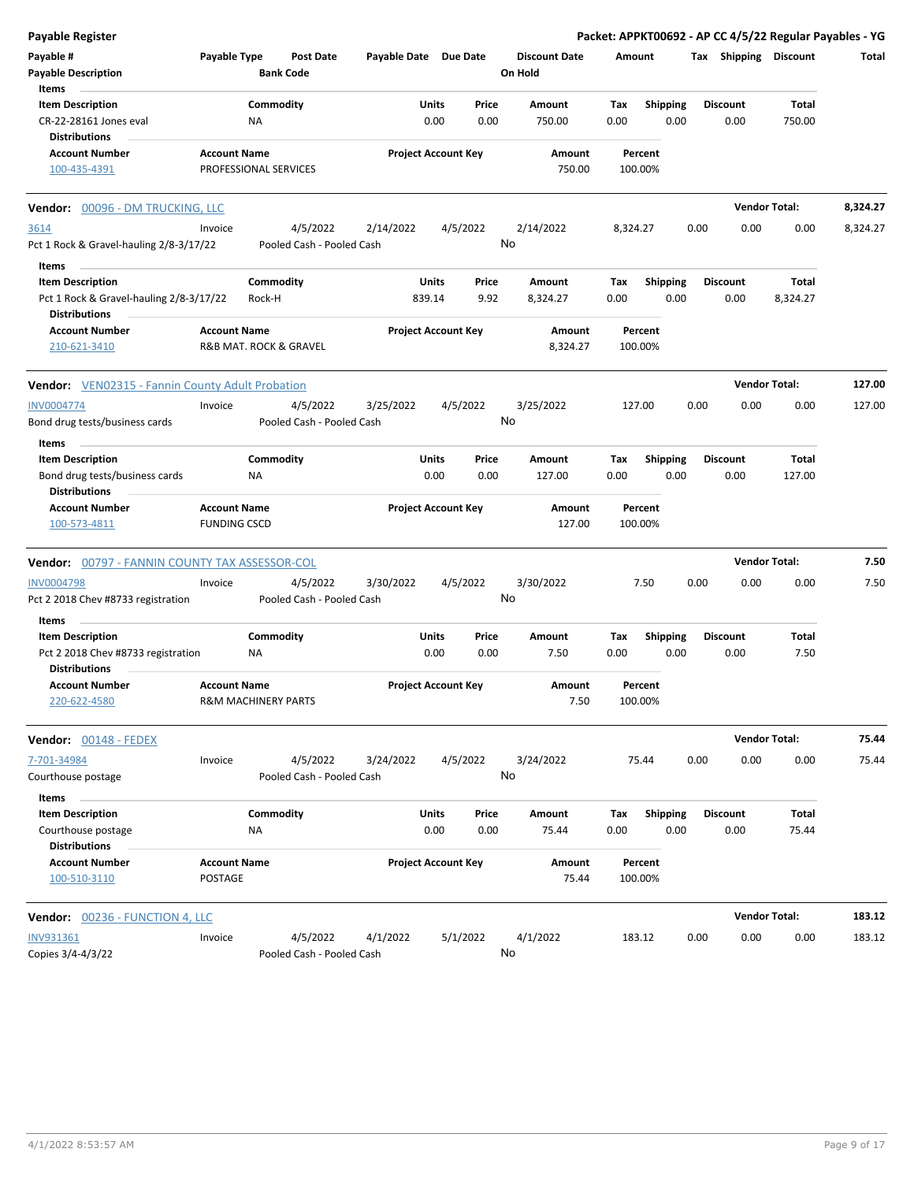**Payable Register** — **Packet: APPKT00692 - AP CC 4/5/22 Regular Payables - YG**

| Payable # | Payable Type | Post Date | Payable Date | Due Date | Discount Date | Amount | Tax | Shipping | Discount | Total |
|---|---|---|---|---|---|---|---|---|---|---|
| Payable Description | | Bank Code | | | On Hold | | | | | |

**Items**

| Item Description | Commodity | Units | Price | Amount | Tax | Shipping | Discount | Total |
|---|---|---|---|---|---|---|---|---|
| CR-22-28161 Jones eval | NA | 0.00 | 0.00 | 750.00 | 0.00 | 0.00 | 0.00 | 750.00 |

**Distributions**

| Account Number | Account Name | Project Account Key | Amount | Percent |
|---|---|---|---|---|
| 100-435-4391 | PROFESSIONAL SERVICES | | 750.00 | 100.00% |

---

**Vendor: 00096 - DM TRUCKING, LLC** — **Vendor Total: 8,324.27**

| Payable # | Payable Type | Post Date | Payable Date | Due Date | Discount Date | Amount | Tax | Shipping | Discount | Total |
|---|---|---|---|---|---|---|---|---|---|---|
| 3614 | Invoice | 4/5/2022 | 2/14/2022 | 4/5/2022 | 2/14/2022 | 8,324.27 | 0.00 | 0.00 | 0.00 | 8,324.27 |
| Pct 1 Rock & Gravel-hauling 2/8-3/17/22 | | Pooled Cash - Pooled Cash | | | No | | | | | |

**Items**

| Item Description | Commodity | Units | Price | Amount | Tax | Shipping | Discount | Total |
|---|---|---|---|---|---|---|---|---|
| Pct 1 Rock & Gravel-hauling 2/8-3/17/22 | Rock-H | 839.14 | 9.92 | 8,324.27 | 0.00 | 0.00 | 0.00 | 8,324.27 |

**Distributions**

| Account Number | Account Name | Project Account Key | Amount | Percent |
|---|---|---|---|---|
| 210-621-3410 | R&B MAT. ROCK & GRAVEL | | 8,324.27 | 100.00% |

---

**Vendor: VEN02315 - Fannin County Adult Probation** — **Vendor Total: 127.00**

| Payable # | Payable Type | Post Date | Payable Date | Due Date | Discount Date | Amount | Tax | Shipping | Discount | Total |
|---|---|---|---|---|---|---|---|---|---|---|
| INV0004774 | Invoice | 4/5/2022 | 3/25/2022 | 4/5/2022 | 3/25/2022 | 127.00 | 0.00 | 0.00 | 0.00 | 127.00 |
| Bond drug tests/business cards | | Pooled Cash - Pooled Cash | | | No | | | | | |

**Items**

| Item Description | Commodity | Units | Price | Amount | Tax | Shipping | Discount | Total |
|---|---|---|---|---|---|---|---|---|
| Bond drug tests/business cards | NA | 0.00 | 0.00 | 127.00 | 0.00 | 0.00 | 0.00 | 127.00 |

**Distributions**

| Account Number | Account Name | Project Account Key | Amount | Percent |
|---|---|---|---|---|
| 100-573-4811 | FUNDING CSCD | | 127.00 | 100.00% |

---

**Vendor: 00797 - FANNIN COUNTY TAX ASSESSOR-COL** — **Vendor Total: 7.50**

| Payable # | Payable Type | Post Date | Payable Date | Due Date | Discount Date | Amount | Tax | Shipping | Discount | Total |
|---|---|---|---|---|---|---|---|---|---|---|
| INV0004798 | Invoice | 4/5/2022 | 3/30/2022 | 4/5/2022 | 3/30/2022 | 7.50 | 0.00 | 0.00 | 0.00 | 7.50 |
| Pct 2 2018 Chev #8733 registration | | Pooled Cash - Pooled Cash | | | No | | | | | |

**Items**

| Item Description | Commodity | Units | Price | Amount | Tax | Shipping | Discount | Total |
|---|---|---|---|---|---|---|---|---|
| Pct 2 2018 Chev #8733 registration | NA | 0.00 | 0.00 | 7.50 | 0.00 | 0.00 | 0.00 | 7.50 |

**Distributions**

| Account Number | Account Name | Project Account Key | Amount | Percent |
|---|---|---|---|---|
| 220-622-4580 | R&M MACHINERY PARTS | | 7.50 | 100.00% |

---

**Vendor: 00148 - FEDEX** — **Vendor Total: 75.44**

| Payable # | Payable Type | Post Date | Payable Date | Due Date | Discount Date | Amount | Tax | Shipping | Discount | Total |
|---|---|---|---|---|---|---|---|---|---|---|
| 7-701-34984 | Invoice | 4/5/2022 | 3/24/2022 | 4/5/2022 | 3/24/2022 | 75.44 | 0.00 | 0.00 | 0.00 | 75.44 |
| Courthouse postage | | Pooled Cash - Pooled Cash | | | No | | | | | |

**Items**

| Item Description | Commodity | Units | Price | Amount | Tax | Shipping | Discount | Total |
|---|---|---|---|---|---|---|---|---|
| Courthouse postage | NA | 0.00 | 0.00 | 75.44 | 0.00 | 0.00 | 0.00 | 75.44 |

**Distributions**

| Account Number | Account Name | Project Account Key | Amount | Percent |
|---|---|---|---|---|
| 100-510-3110 | POSTAGE | | 75.44 | 100.00% |

---

**Vendor: 00236 - FUNCTION 4, LLC** — **Vendor Total: 183.12**

| Payable # | Payable Type | Post Date | Payable Date | Due Date | Discount Date | Amount | Tax | Shipping | Discount | Total |
|---|---|---|---|---|---|---|---|---|---|---|
| INV931361 | Invoice | 4/5/2022 | 4/1/2022 | 5/1/2022 | 4/1/2022 | 183.12 | 0.00 | 0.00 | 0.00 | 183.12 |
| Copies 3/4-4/3/22 | | Pooled Cash - Pooled Cash | | | No | | | | | |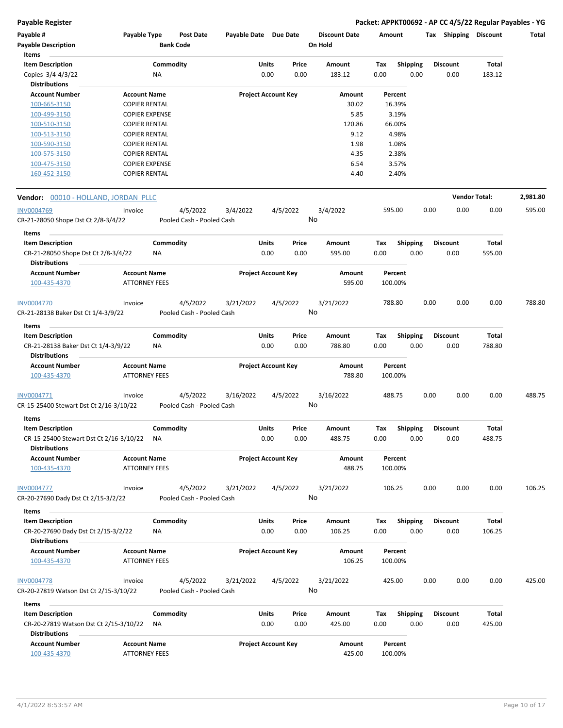**Payable Register** — **Packet: APPKT00692 - AP CC 4/5/22 Regular Payables - YG**

| Payable # | Payable Type | Post Date | Payable Date | Due Date | Discount Date | Amount | Tax | Shipping | Discount | Total |
|---|---|---|---|---|---|---|---|---|---|---|
| Payable Description | | Bank Code | | | On Hold | | | | | |

**Items**

| Item Description | Commodity | Units | Price | Amount | Tax | Shipping | Discount | Total |
|---|---|---|---|---|---|---|---|---|
| Copies 3/4-4/3/22 | NA | 0.00 | 0.00 | 183.12 | 0.00 | 0.00 | 0.00 | 183.12 |

**Distributions**

| Account Number | Account Name | Project Account Key | Amount | Percent |
|---|---|---|---|---|
| 100-665-3150 | COPIER RENTAL | | 30.02 | 16.39% |
| 100-499-3150 | COPIER EXPENSE | | 5.85 | 3.19% |
| 100-510-3150 | COPIER RENTAL | | 120.86 | 66.00% |
| 100-513-3150 | COPIER RENTAL | | 9.12 | 4.98% |
| 100-590-3150 | COPIER RENTAL | | 1.98 | 1.08% |
| 100-575-3150 | COPIER RENTAL | | 4.35 | 2.38% |
| 100-475-3150 | COPIER EXPENSE | | 6.54 | 3.57% |
| 160-452-3150 | COPIER RENTAL | | 4.40 | 2.40% |

**Vendor: 00010 - HOLLAND, JORDAN PLLC** — **Vendor Total: 2,981.80**

| Payable # | Payable Type | Post Date | Payable Date | Due Date | Discount Date | Amount | Tax | Shipping | Discount | Total |
|---|---|---|---|---|---|---|---|---|---|---|
| INV0004769 | Invoice | 4/5/2022 | 3/4/2022 | 4/5/2022 | 3/4/2022 | 595.00 | 0.00 | 0.00 | 0.00 | 595.00 |
| CR-21-28050 Shope Dst Ct 2/8-3/4/22 | | Pooled Cash - Pooled Cash | | | No | | | | | |

**Items**

| Item Description | Commodity | Units | Price | Amount | Tax | Shipping | Discount | Total |
|---|---|---|---|---|---|---|---|---|
| CR-21-28050 Shope Dst Ct 2/8-3/4/22 | NA | 0.00 | 0.00 | 595.00 | 0.00 | 0.00 | 0.00 | 595.00 |

**Distributions**

| Account Number | Account Name | Project Account Key | Amount | Percent |
|---|---|---|---|---|
| 100-435-4370 | ATTORNEY FEES | | 595.00 | 100.00% |

| Payable # | Payable Type | Post Date | Payable Date | Due Date | Discount Date | Amount | Tax | Shipping | Discount | Total |
|---|---|---|---|---|---|---|---|---|---|---|
| INV0004770 | Invoice | 4/5/2022 | 3/21/2022 | 4/5/2022 | 3/21/2022 | 788.80 | 0.00 | 0.00 | 0.00 | 788.80 |
| CR-21-28138 Baker Dst Ct 1/4-3/9/22 | | Pooled Cash - Pooled Cash | | | No | | | | | |

**Items**

| Item Description | Commodity | Units | Price | Amount | Tax | Shipping | Discount | Total |
|---|---|---|---|---|---|---|---|---|
| CR-21-28138 Baker Dst Ct 1/4-3/9/22 | NA | 0.00 | 0.00 | 788.80 | 0.00 | 0.00 | 0.00 | 788.80 |

**Distributions**

| Account Number | Account Name | Project Account Key | Amount | Percent |
|---|---|---|---|---|
| 100-435-4370 | ATTORNEY FEES | | 788.80 | 100.00% |

| Payable # | Payable Type | Post Date | Payable Date | Due Date | Discount Date | Amount | Tax | Shipping | Discount | Total |
|---|---|---|---|---|---|---|---|---|---|---|
| INV0004771 | Invoice | 4/5/2022 | 3/16/2022 | 4/5/2022 | 3/16/2022 | 488.75 | 0.00 | 0.00 | 0.00 | 488.75 |
| CR-15-25400 Stewart Dst Ct 2/16-3/10/22 | | Pooled Cash - Pooled Cash | | | No | | | | | |

**Items**

| Item Description | Commodity | Units | Price | Amount | Tax | Shipping | Discount | Total |
|---|---|---|---|---|---|---|---|---|
| CR-15-25400 Stewart Dst Ct 2/16-3/10/22 | NA | 0.00 | 0.00 | 488.75 | 0.00 | 0.00 | 0.00 | 488.75 |

**Distributions**

| Account Number | Account Name | Project Account Key | Amount | Percent |
|---|---|---|---|---|
| 100-435-4370 | ATTORNEY FEES | | 488.75 | 100.00% |

| Payable # | Payable Type | Post Date | Payable Date | Due Date | Discount Date | Amount | Tax | Shipping | Discount | Total |
|---|---|---|---|---|---|---|---|---|---|---|
| INV0004777 | Invoice | 4/5/2022 | 3/21/2022 | 4/5/2022 | 3/21/2022 | 106.25 | 0.00 | 0.00 | 0.00 | 106.25 |
| CR-20-27690 Dady Dst Ct 2/15-3/2/22 | | Pooled Cash - Pooled Cash | | | No | | | | | |

**Items**

| Item Description | Commodity | Units | Price | Amount | Tax | Shipping | Discount | Total |
|---|---|---|---|---|---|---|---|---|
| CR-20-27690 Dady Dst Ct 2/15-3/2/22 | NA | 0.00 | 0.00 | 106.25 | 0.00 | 0.00 | 0.00 | 106.25 |

**Distributions**

| Account Number | Account Name | Project Account Key | Amount | Percent |
|---|---|---|---|---|
| 100-435-4370 | ATTORNEY FEES | | 106.25 | 100.00% |

| Payable # | Payable Type | Post Date | Payable Date | Due Date | Discount Date | Amount | Tax | Shipping | Discount | Total |
|---|---|---|---|---|---|---|---|---|---|---|
| INV0004778 | Invoice | 4/5/2022 | 3/21/2022 | 4/5/2022 | 3/21/2022 | 425.00 | 0.00 | 0.00 | 0.00 | 425.00 |
| CR-20-27819 Watson Dst Ct 2/15-3/10/22 | | Pooled Cash - Pooled Cash | | | No | | | | | |

**Items**

| Item Description | Commodity | Units | Price | Amount | Tax | Shipping | Discount | Total |
|---|---|---|---|---|---|---|---|---|
| CR-20-27819 Watson Dst Ct 2/15-3/10/22 | NA | 0.00 | 0.00 | 425.00 | 0.00 | 0.00 | 0.00 | 425.00 |

**Distributions**

| Account Number | Account Name | Project Account Key | Amount | Percent |
|---|---|---|---|---|
| 100-435-4370 | ATTORNEY FEES | | 425.00 | 100.00% |

4/1/2022 8:53:57 AM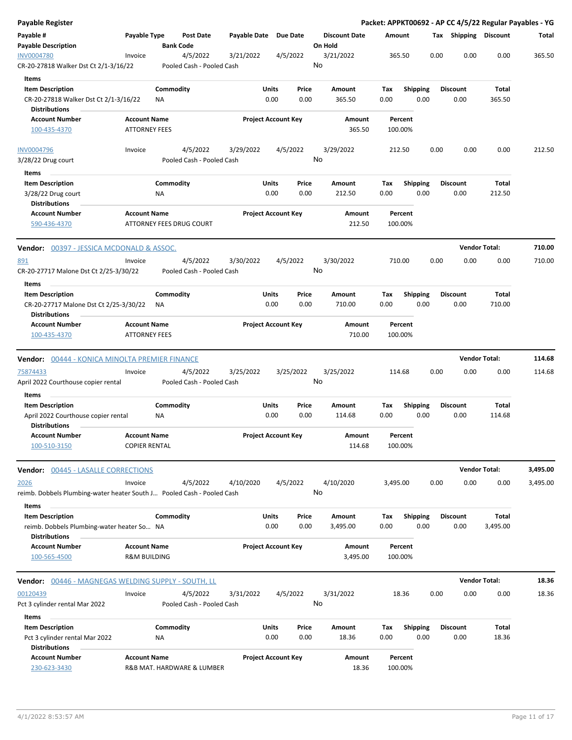**Payable Register** — **Packet: APPKT00692 - AP CC 4/5/22 Regular Payables - YG**

| Payable # | Payable Type | Post Date | Payable Date | Due Date | Discount Date | Amount | Tax | Shipping | Discount | Total |
|---|---|---|---|---|---|---|---|---|---|---|
| **Payable Description** | | **Bank Code** | | | **On Hold** | | | | | |
| INV0004780 | Invoice | 4/5/2022 | 3/21/2022 | 4/5/2022 | 3/21/2022 | 365.50 | 0.00 | 0.00 | 0.00 | 365.50 |
| CR-20-27818 Walker Dst Ct 2/1-3/16/22 | | Pooled Cash - Pooled Cash | | | No | | | | | |

**Items**

| Item Description | Commodity | Units | Price | Amount | Tax | Shipping | Discount | Total |
|---|---|---|---|---|---|---|---|---|
| CR-20-27818 Walker Dst Ct 2/1-3/16/22 | NA | 0.00 | 0.00 | 365.50 | 0.00 | 0.00 | 0.00 | 365.50 |

**Distributions**

| Account Number | Account Name | Project Account Key | Amount | Percent |
|---|---|---|---|---|
| 100-435-4370 | ATTORNEY FEES | | 365.50 | 100.00% |

| Payable # | Payable Type | Post Date | Payable Date | Due Date | Discount Date | Amount | Tax | Shipping | Discount | Total |
|---|---|---|---|---|---|---|---|---|---|---|
| INV0004796 | Invoice | 4/5/2022 | 3/29/2022 | 4/5/2022 | 3/29/2022 | 212.50 | 0.00 | 0.00 | 0.00 | 212.50 |
| 3/28/22 Drug court | | Pooled Cash - Pooled Cash | | | No | | | | | |

**Items**

| Item Description | Commodity | Units | Price | Amount | Tax | Shipping | Discount | Total |
|---|---|---|---|---|---|---|---|---|
| 3/28/22 Drug court | NA | 0.00 | 0.00 | 212.50 | 0.00 | 0.00 | 0.00 | 212.50 |

**Distributions**

| Account Number | Account Name | Project Account Key | Amount | Percent |
|---|---|---|---|---|
| 590-436-4370 | ATTORNEY FEES DRUG COURT | | 212.50 | 100.00% |

**Vendor: 00397 - JESSICA MCDONALD & ASSOC.** — **Vendor Total: 710.00**

| Payable # | Payable Type | Post Date | Payable Date | Due Date | Discount Date | Amount | Tax | Shipping | Discount | Total |
|---|---|---|---|---|---|---|---|---|---|---|
| 891 | Invoice | 4/5/2022 | 3/30/2022 | 4/5/2022 | 3/30/2022 | 710.00 | 0.00 | 0.00 | 0.00 | 710.00 |
| CR-20-27717 Malone Dst Ct 2/25-3/30/22 | | Pooled Cash - Pooled Cash | | | No | | | | | |

**Items**

| Item Description | Commodity | Units | Price | Amount | Tax | Shipping | Discount | Total |
|---|---|---|---|---|---|---|---|---|
| CR-20-27717 Malone Dst Ct 2/25-3/30/22 | NA | 0.00 | 0.00 | 710.00 | 0.00 | 0.00 | 0.00 | 710.00 |

**Distributions**

| Account Number | Account Name | Project Account Key | Amount | Percent |
|---|---|---|---|---|
| 100-435-4370 | ATTORNEY FEES | | 710.00 | 100.00% |

**Vendor: 00444 - KONICA MINOLTA PREMIER FINANCE** — **Vendor Total: 114.68**

| Payable # | Payable Type | Post Date | Payable Date | Due Date | Discount Date | Amount | Tax | Shipping | Discount | Total |
|---|---|---|---|---|---|---|---|---|---|---|
| 75874433 | Invoice | 4/5/2022 | 3/25/2022 | 3/25/2022 | 3/25/2022 | 114.68 | 0.00 | 0.00 | 0.00 | 114.68 |
| April 2022 Courthouse copier rental | | Pooled Cash - Pooled Cash | | | No | | | | | |

**Items**

| Item Description | Commodity | Units | Price | Amount | Tax | Shipping | Discount | Total |
|---|---|---|---|---|---|---|---|---|
| April 2022 Courthouse copier rental | NA | 0.00 | 0.00 | 114.68 | 0.00 | 0.00 | 0.00 | 114.68 |

**Distributions**

| Account Number | Account Name | Project Account Key | Amount | Percent |
|---|---|---|---|---|
| 100-510-3150 | COPIER RENTAL | | 114.68 | 100.00% |

**Vendor: 00445 - LASALLE CORRECTIONS** — **Vendor Total: 3,495.00**

| Payable # | Payable Type | Post Date | Payable Date | Due Date | Discount Date | Amount | Tax | Shipping | Discount | Total |
|---|---|---|---|---|---|---|---|---|---|---|
| 2026 | Invoice | 4/5/2022 | 4/10/2020 | 4/5/2022 | 4/10/2020 | 3,495.00 | 0.00 | 0.00 | 0.00 | 3,495.00 |
| reimb. Dobbels Plumbing-water heater South J... | | Pooled Cash - Pooled Cash | | | No | | | | | |

**Items**

| Item Description | Commodity | Units | Price | Amount | Tax | Shipping | Discount | Total |
|---|---|---|---|---|---|---|---|---|
| reimb. Dobbels Plumbing-water heater So... | NA | 0.00 | 0.00 | 3,495.00 | 0.00 | 0.00 | 0.00 | 3,495.00 |

**Distributions**

| Account Number | Account Name | Project Account Key | Amount | Percent |
|---|---|---|---|---|
| 100-565-4500 | R&M BUILDING | | 3,495.00 | 100.00% |

**Vendor: 00446 - MAGNEGAS WELDING SUPPLY - SOUTH, LL** — **Vendor Total: 18.36**

| Payable # | Payable Type | Post Date | Payable Date | Due Date | Discount Date | Amount | Tax | Shipping | Discount | Total |
|---|---|---|---|---|---|---|---|---|---|---|
| 00120439 | Invoice | 4/5/2022 | 3/31/2022 | 4/5/2022 | 3/31/2022 | 18.36 | 0.00 | 0.00 | 0.00 | 18.36 |
| Pct 3 cylinder rental Mar 2022 | | Pooled Cash - Pooled Cash | | | No | | | | | |

**Items**

| Item Description | Commodity | Units | Price | Amount | Tax | Shipping | Discount | Total |
|---|---|---|---|---|---|---|---|---|
| Pct 3 cylinder rental Mar 2022 | NA | 0.00 | 0.00 | 18.36 | 0.00 | 0.00 | 0.00 | 18.36 |

**Distributions**

| Account Number | Account Name | Project Account Key | Amount | Percent |
|---|---|---|---|---|
| 230-623-3430 | R&B MAT. HARDWARE & LUMBER | | 18.36 | 100.00% |

4/1/2022 8:53:57 AM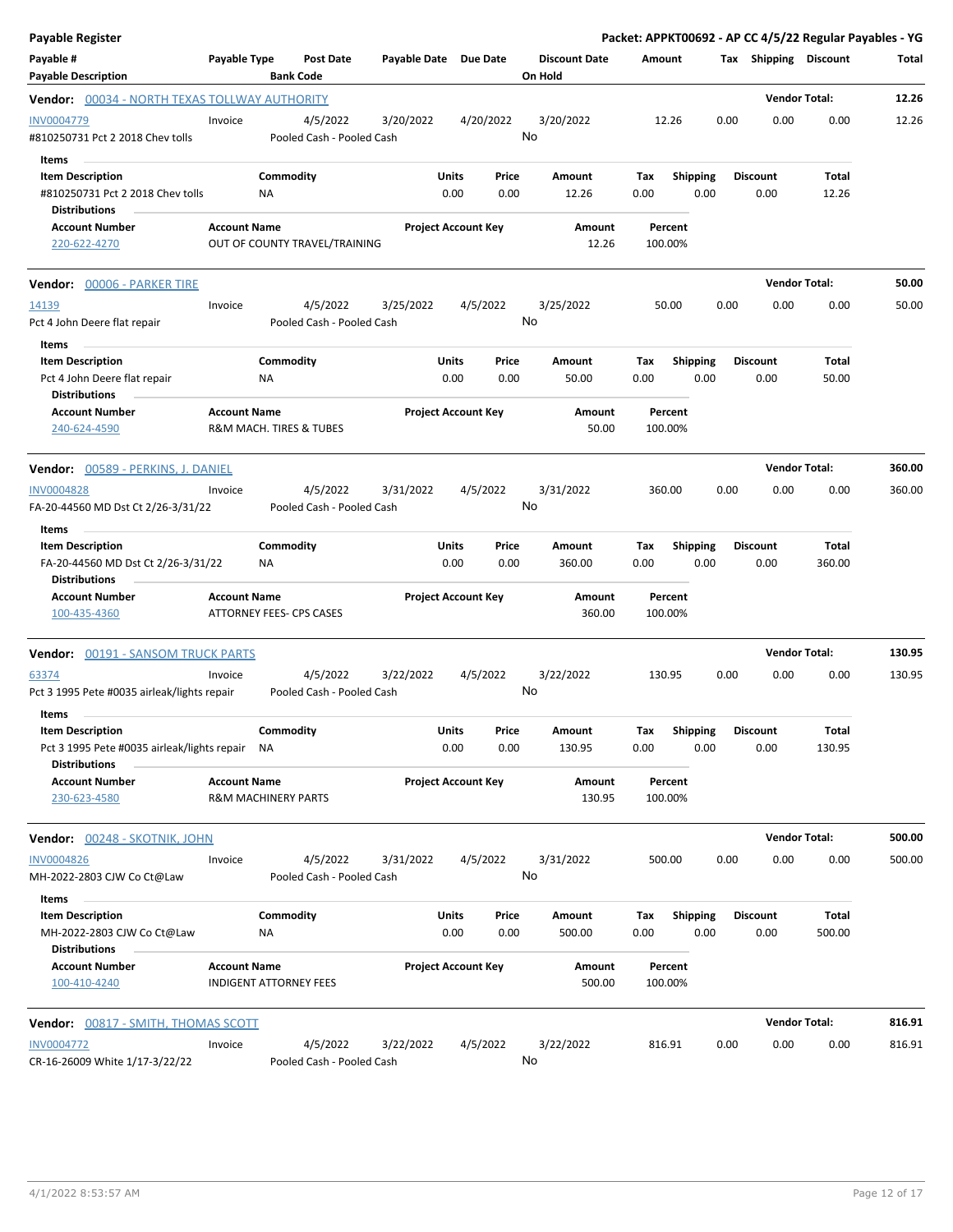**Payable Register** — **Packet: APPKT00692 - AP CC 4/5/22 Regular Payables - YG**

| Payable # | Payable Type | Post Date | Payable Date | Due Date | Discount Date | Amount | Tax | Shipping | Discount | Total |
|---|---|---|---|---|---|---|---|---|---|---|
| Payable Description | | Bank Code | | | On Hold | | | | | |

**Vendor: 00034 - NORTH TEXAS TOLLWAY AUTHORITY** — Vendor Total: **12.26**

| Payable # | Payable Type | Post Date | Payable Date | Due Date | Discount Date | Amount | Tax | Shipping | Discount | Total |
|---|---|---|---|---|---|---|---|---|---|---|
| INV0004779 | Invoice | 4/5/2022 | 3/20/2022 | 4/20/2022 | 3/20/2022 | 12.26 | 0.00 | 0.00 | 0.00 | 12.26 |
| #810250731 Pct 2 2018 Chev tolls | | Pooled Cash - Pooled Cash | | | No | | | | | |

Items

| Item Description | Commodity | Units | Price | Amount | Tax | Shipping | Discount | Total |
|---|---|---|---|---|---|---|---|---|
| #810250731 Pct 2 2018 Chev tolls | NA | 0.00 | 0.00 | 12.26 | 0.00 | 0.00 | 0.00 | 12.26 |

Distributions

| Account Number | Account Name | Project Account Key | Amount | Percent |
|---|---|---|---|---|
| 220-622-4270 | OUT OF COUNTY TRAVEL/TRAINING | | 12.26 | 100.00% |

**Vendor: 00006 - PARKER TIRE** — Vendor Total: **50.00**

| Payable # | Payable Type | Post Date | Payable Date | Due Date | Discount Date | Amount | Tax | Shipping | Discount | Total |
|---|---|---|---|---|---|---|---|---|---|---|
| 14139 | Invoice | 4/5/2022 | 3/25/2022 | 4/5/2022 | 3/25/2022 | 50.00 | 0.00 | 0.00 | 0.00 | 50.00 |
| Pct 4 John Deere flat repair | | Pooled Cash - Pooled Cash | | | No | | | | | |

Items

| Item Description | Commodity | Units | Price | Amount | Tax | Shipping | Discount | Total |
|---|---|---|---|---|---|---|---|---|
| Pct 4 John Deere flat repair | NA | 0.00 | 0.00 | 50.00 | 0.00 | 0.00 | 0.00 | 50.00 |

Distributions

| Account Number | Account Name | Project Account Key | Amount | Percent |
|---|---|---|---|---|
| 240-624-4590 | R&M MACH. TIRES & TUBES | | 50.00 | 100.00% |

**Vendor: 00589 - PERKINS, J. DANIEL** — Vendor Total: **360.00**

| Payable # | Payable Type | Post Date | Payable Date | Due Date | Discount Date | Amount | Tax | Shipping | Discount | Total |
|---|---|---|---|---|---|---|---|---|---|---|
| INV0004828 | Invoice | 4/5/2022 | 3/31/2022 | 4/5/2022 | 3/31/2022 | 360.00 | 0.00 | 0.00 | 0.00 | 360.00 |
| FA-20-44560 MD Dst Ct 2/26-3/31/22 | | Pooled Cash - Pooled Cash | | | No | | | | | |

Items

| Item Description | Commodity | Units | Price | Amount | Tax | Shipping | Discount | Total |
|---|---|---|---|---|---|---|---|---|
| FA-20-44560 MD Dst Ct 2/26-3/31/22 | NA | 0.00 | 0.00 | 360.00 | 0.00 | 0.00 | 0.00 | 360.00 |

Distributions

| Account Number | Account Name | Project Account Key | Amount | Percent |
|---|---|---|---|---|
| 100-435-4360 | ATTORNEY FEES- CPS CASES | | 360.00 | 100.00% |

**Vendor: 00191 - SANSOM TRUCK PARTS** — Vendor Total: **130.95**

| Payable # | Payable Type | Post Date | Payable Date | Due Date | Discount Date | Amount | Tax | Shipping | Discount | Total |
|---|---|---|---|---|---|---|---|---|---|---|
| 63374 | Invoice | 4/5/2022 | 3/22/2022 | 4/5/2022 | 3/22/2022 | 130.95 | 0.00 | 0.00 | 0.00 | 130.95 |
| Pct 3 1995 Pete #0035 airleak/lights repair | | Pooled Cash - Pooled Cash | | | No | | | | | |

Items

| Item Description | Commodity | Units | Price | Amount | Tax | Shipping | Discount | Total |
|---|---|---|---|---|---|---|---|---|
| Pct 3 1995 Pete #0035 airleak/lights repair | NA | 0.00 | 0.00 | 130.95 | 0.00 | 0.00 | 0.00 | 130.95 |

Distributions

| Account Number | Account Name | Project Account Key | Amount | Percent |
|---|---|---|---|---|
| 230-623-4580 | R&M MACHINERY PARTS | | 130.95 | 100.00% |

**Vendor: 00248 - SKOTNIK, JOHN** — Vendor Total: **500.00**

| Payable # | Payable Type | Post Date | Payable Date | Due Date | Discount Date | Amount | Tax | Shipping | Discount | Total |
|---|---|---|---|---|---|---|---|---|---|---|
| INV0004826 | Invoice | 4/5/2022 | 3/31/2022 | 4/5/2022 | 3/31/2022 | 500.00 | 0.00 | 0.00 | 0.00 | 500.00 |
| MH-2022-2803 CJW Co Ct@Law | | Pooled Cash - Pooled Cash | | | No | | | | | |

Items

| Item Description | Commodity | Units | Price | Amount | Tax | Shipping | Discount | Total |
|---|---|---|---|---|---|---|---|---|
| MH-2022-2803 CJW Co Ct@Law | NA | 0.00 | 0.00 | 500.00 | 0.00 | 0.00 | 0.00 | 500.00 |

Distributions

| Account Number | Account Name | Project Account Key | Amount | Percent |
|---|---|---|---|---|
| 100-410-4240 | INDIGENT ATTORNEY FEES | | 500.00 | 100.00% |

**Vendor: 00817 - SMITH, THOMAS SCOTT** — Vendor Total: **816.91**

| Payable # | Payable Type | Post Date | Payable Date | Due Date | Discount Date | Amount | Tax | Shipping | Discount | Total |
|---|---|---|---|---|---|---|---|---|---|---|
| INV0004772 | Invoice | 4/5/2022 | 3/22/2022 | 4/5/2022 | 3/22/2022 | 816.91 | 0.00 | 0.00 | 0.00 | 816.91 |
| CR-16-26009 White 1/17-3/22/22 | | Pooled Cash - Pooled Cash | | | No | | | | | |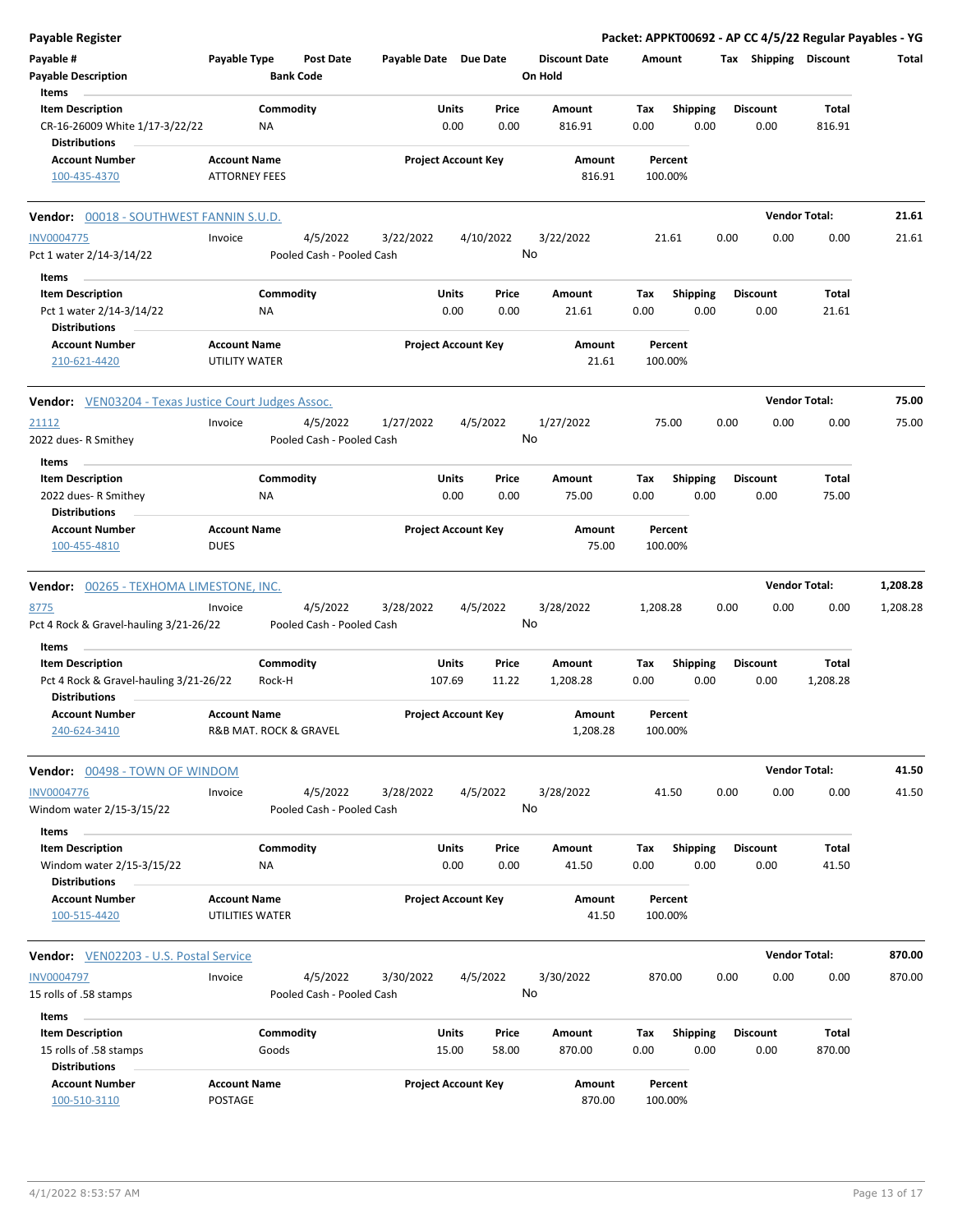**Payable Register** — **Packet: APPKT00692 - AP CC 4/5/22 Regular Payables - YG**

| Payable # | Payable Type | Post Date | Payable Date | Due Date | Discount Date | Amount | Tax | Shipping | Discount | Total |
|---|---|---|---|---|---|---|---|---|---|---|
| Payable Description | | Bank Code | | | On Hold | | | | | |

**Items**

| Item Description | Commodity | Units | Price | Amount | Tax | Shipping | Discount | Total |
|---|---|---|---|---|---|---|---|---|
| CR-16-26009 White 1/17-3/22/22 | NA | 0.00 | 0.00 | 816.91 | 0.00 | 0.00 | 0.00 | 816.91 |

**Distributions**

| Account Number | Account Name | Project Account Key | Amount | Percent |
|---|---|---|---|---|
| 100-435-4370 | ATTORNEY FEES | | 816.91 | 100.00% |

---

**Vendor:** 00018 - SOUTHWEST FANNIN S.U.D. — **Vendor Total: 21.61**

| Payable # | Payable Type | Post Date | Payable Date | Due Date | Discount Date | Amount | Tax | Shipping | Discount | Total |
|---|---|---|---|---|---|---|---|---|---|---|
| INV0004775 | Invoice | 4/5/2022 | 3/22/2022 | 4/10/2022 | 3/22/2022 | 21.61 | 0.00 | 0.00 | 0.00 | 21.61 |
| Pct 1 water 2/14-3/14/22 | | Pooled Cash - Pooled Cash | | | No | | | | | |

**Items**

| Item Description | Commodity | Units | Price | Amount | Tax | Shipping | Discount | Total |
|---|---|---|---|---|---|---|---|---|
| Pct 1 water 2/14-3/14/22 | NA | 0.00 | 0.00 | 21.61 | 0.00 | 0.00 | 0.00 | 21.61 |

**Distributions**

| Account Number | Account Name | Project Account Key | Amount | Percent |
|---|---|---|---|---|
| 210-621-4420 | UTILITY WATER | | 21.61 | 100.00% |

---

**Vendor:** VEN03204 - Texas Justice Court Judges Assoc. — **Vendor Total: 75.00**

| Payable # | Payable Type | Post Date | Payable Date | Due Date | Discount Date | Amount | Tax | Shipping | Discount | Total |
|---|---|---|---|---|---|---|---|---|---|---|
| 21112 | Invoice | 4/5/2022 | 1/27/2022 | 4/5/2022 | 1/27/2022 | 75.00 | 0.00 | 0.00 | 0.00 | 75.00 |
| 2022 dues- R Smithey | | Pooled Cash - Pooled Cash | | | No | | | | | |

**Items**

| Item Description | Commodity | Units | Price | Amount | Tax | Shipping | Discount | Total |
|---|---|---|---|---|---|---|---|---|
| 2022 dues- R Smithey | NA | 0.00 | 0.00 | 75.00 | 0.00 | 0.00 | 0.00 | 75.00 |

**Distributions**

| Account Number | Account Name | Project Account Key | Amount | Percent |
|---|---|---|---|---|
| 100-455-4810 | DUES | | 75.00 | 100.00% |

---

**Vendor:** 00265 - TEXHOMA LIMESTONE, INC. — **Vendor Total: 1,208.28**

| Payable # | Payable Type | Post Date | Payable Date | Due Date | Discount Date | Amount | Tax | Shipping | Discount | Total |
|---|---|---|---|---|---|---|---|---|---|---|
| 8775 | Invoice | 4/5/2022 | 3/28/2022 | 4/5/2022 | 3/28/2022 | 1,208.28 | 0.00 | 0.00 | 0.00 | 1,208.28 |
| Pct 4 Rock & Gravel-hauling 3/21-26/22 | | Pooled Cash - Pooled Cash | | | No | | | | | |

**Items**

| Item Description | Commodity | Units | Price | Amount | Tax | Shipping | Discount | Total |
|---|---|---|---|---|---|---|---|---|
| Pct 4 Rock & Gravel-hauling 3/21-26/22 | Rock-H | 107.69 | 11.22 | 1,208.28 | 0.00 | 0.00 | 0.00 | 1,208.28 |

**Distributions**

| Account Number | Account Name | Project Account Key | Amount | Percent |
|---|---|---|---|---|
| 240-624-3410 | R&B MAT. ROCK & GRAVEL | | 1,208.28 | 100.00% |

---

**Vendor:** 00498 - TOWN OF WINDOM — **Vendor Total: 41.50**

| Payable # | Payable Type | Post Date | Payable Date | Due Date | Discount Date | Amount | Tax | Shipping | Discount | Total |
|---|---|---|---|---|---|---|---|---|---|---|
| INV0004776 | Invoice | 4/5/2022 | 3/28/2022 | 4/5/2022 | 3/28/2022 | 41.50 | 0.00 | 0.00 | 0.00 | 41.50 |
| Windom water 2/15-3/15/22 | | Pooled Cash - Pooled Cash | | | No | | | | | |

**Items**

| Item Description | Commodity | Units | Price | Amount | Tax | Shipping | Discount | Total |
|---|---|---|---|---|---|---|---|---|
| Windom water 2/15-3/15/22 | NA | 0.00 | 0.00 | 41.50 | 0.00 | 0.00 | 0.00 | 41.50 |

**Distributions**

| Account Number | Account Name | Project Account Key | Amount | Percent |
|---|---|---|---|---|
| 100-515-4420 | UTILITIES WATER | | 41.50 | 100.00% |

---

**Vendor:** VEN02203 - U.S. Postal Service — **Vendor Total: 870.00**

| Payable # | Payable Type | Post Date | Payable Date | Due Date | Discount Date | Amount | Tax | Shipping | Discount | Total |
|---|---|---|---|---|---|---|---|---|---|---|
| INV0004797 | Invoice | 4/5/2022 | 3/30/2022 | 4/5/2022 | 3/30/2022 | 870.00 | 0.00 | 0.00 | 0.00 | 870.00 |
| 15 rolls of .58 stamps | | Pooled Cash - Pooled Cash | | | No | | | | | |

**Items**

| Item Description | Commodity | Units | Price | Amount | Tax | Shipping | Discount | Total |
|---|---|---|---|---|---|---|---|---|
| 15 rolls of .58 stamps | Goods | 15.00 | 58.00 | 870.00 | 0.00 | 0.00 | 0.00 | 870.00 |

**Distributions**

| Account Number | Account Name | Project Account Key | Amount | Percent |
|---|---|---|---|---|
| 100-510-3110 | POSTAGE | | 870.00 | 100.00% |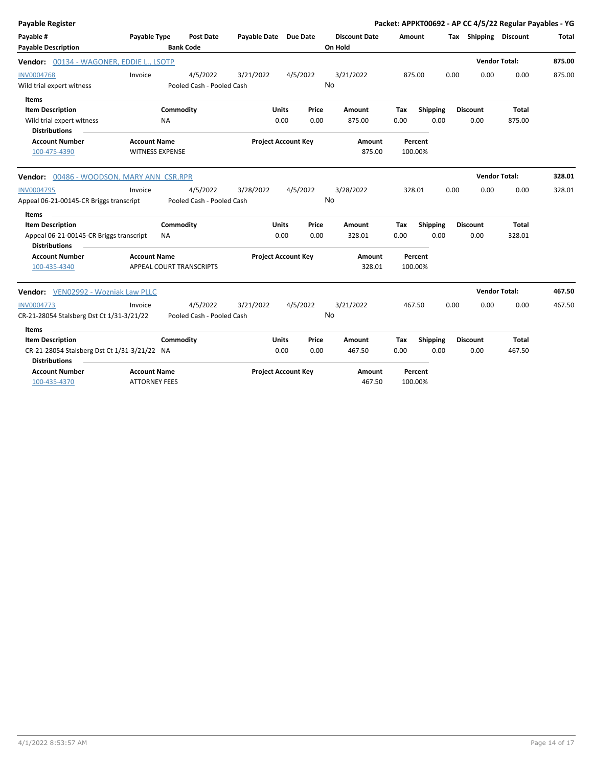**Payable Register** — **Packet: APPKT00692 - AP CC 4/5/22 Regular Payables - YG**

| Payable # / Payable Description | Payable Type | Post Date / Bank Code | Payable Date | Due Date | Discount Date / On Hold | Amount | Tax | Shipping | Discount | Total |
|---|---|---|---|---|---|---|---|---|---|---|

**Vendor: 00134 - WAGONER, EDDIE L., LSOTP** — **Vendor Total: 875.00**

| Payable # | Payable Type | Post Date | Payable Date | Due Date | Discount Date | Amount | Tax | Shipping | Discount | Total |
|---|---|---|---|---|---|---|---|---|---|---|
| INV0004768 | Invoice | 4/5/2022 | 3/21/2022 | 4/5/2022 | 3/21/2022 | 875.00 | 0.00 | 0.00 | 0.00 | 875.00 |
| Wild trial expert witness | | Pooled Cash - Pooled Cash | | | No | | | | | |

Items

| Item Description | Commodity | Units | Price | Amount | Tax | Shipping | Discount | Total |
|---|---|---|---|---|---|---|---|---|
| Wild trial expert witness | NA | 0.00 | 0.00 | 875.00 | 0.00 | 0.00 | 0.00 | 875.00 |

Distributions

| Account Number | Account Name | Project Account Key | Amount | Percent |
|---|---|---|---|---|
| 100-475-4390 | WITNESS EXPENSE | | 875.00 | 100.00% |

**Vendor: 00486 - WOODSON, MARY ANN CSR,RPR** — **Vendor Total: 328.01**

| Payable # | Payable Type | Post Date | Payable Date | Due Date | Discount Date | Amount | Tax | Shipping | Discount | Total |
|---|---|---|---|---|---|---|---|---|---|---|
| INV0004795 | Invoice | 4/5/2022 | 3/28/2022 | 4/5/2022 | 3/28/2022 | 328.01 | 0.00 | 0.00 | 0.00 | 328.01 |
| Appeal 06-21-00145-CR Briggs transcript | | Pooled Cash - Pooled Cash | | | No | | | | | |

Items

| Item Description | Commodity | Units | Price | Amount | Tax | Shipping | Discount | Total |
|---|---|---|---|---|---|---|---|---|
| Appeal 06-21-00145-CR Briggs transcript | NA | 0.00 | 0.00 | 328.01 | 0.00 | 0.00 | 0.00 | 328.01 |

Distributions

| Account Number | Account Name | Project Account Key | Amount | Percent |
|---|---|---|---|---|
| 100-435-4340 | APPEAL COURT TRANSCRIPTS | | 328.01 | 100.00% |

**Vendor: VEN02992 - Wozniak Law PLLC** — **Vendor Total: 467.50**

| Payable # | Payable Type | Post Date | Payable Date | Due Date | Discount Date | Amount | Tax | Shipping | Discount | Total |
|---|---|---|---|---|---|---|---|---|---|---|
| INV0004773 | Invoice | 4/5/2022 | 3/21/2022 | 4/5/2022 | 3/21/2022 | 467.50 | 0.00 | 0.00 | 0.00 | 467.50 |
| CR-21-28054 Stalsberg Dst Ct 1/31-3/21/22 | | Pooled Cash - Pooled Cash | | | No | | | | | |

Items

| Item Description | Commodity | Units | Price | Amount | Tax | Shipping | Discount | Total |
|---|---|---|---|---|---|---|---|---|
| CR-21-28054 Stalsberg Dst Ct 1/31-3/21/22 | NA | 0.00 | 0.00 | 467.50 | 0.00 | 0.00 | 0.00 | 467.50 |

Distributions

| Account Number | Account Name | Project Account Key | Amount | Percent |
|---|---|---|---|---|
| 100-435-4370 | ATTORNEY FEES | | 467.50 | 100.00% |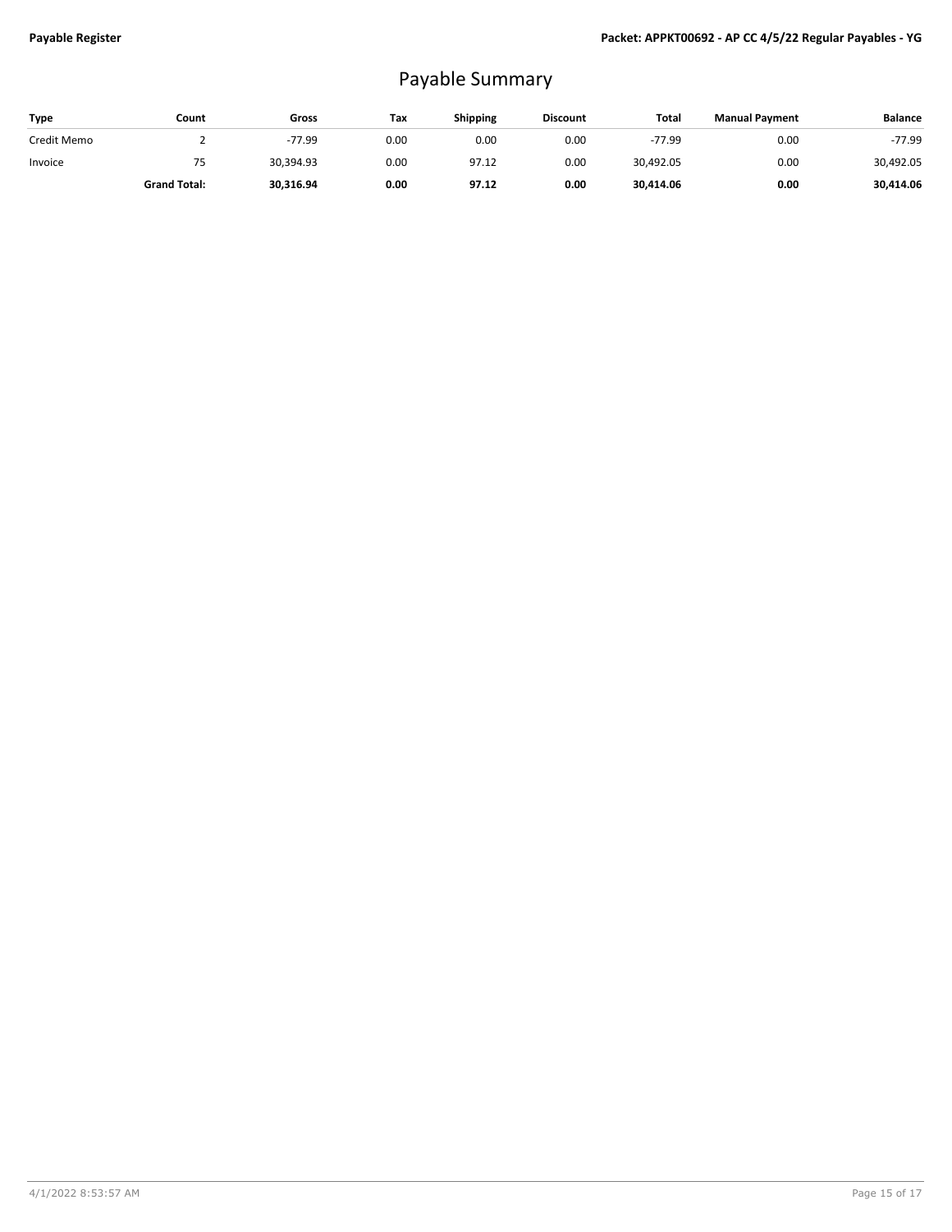# Payable Summary

| Type | Count | Gross | Tax | Shipping | Discount | Total | Manual Payment | Balance |
|---|---|---|---|---|---|---|---|---|
| Credit Memo | 2 | -77.99 | 0.00 | 0.00 | 0.00 | -77.99 | 0.00 | -77.99 |
| Invoice | 75 | 30,394.93 | 0.00 | 97.12 | 0.00 | 30,492.05 | 0.00 | 30,492.05 |
| | **Grand Total:** | **30,316.94** | **0.00** | **97.12** | **0.00** | **30,414.06** | **0.00** | **30,414.06** |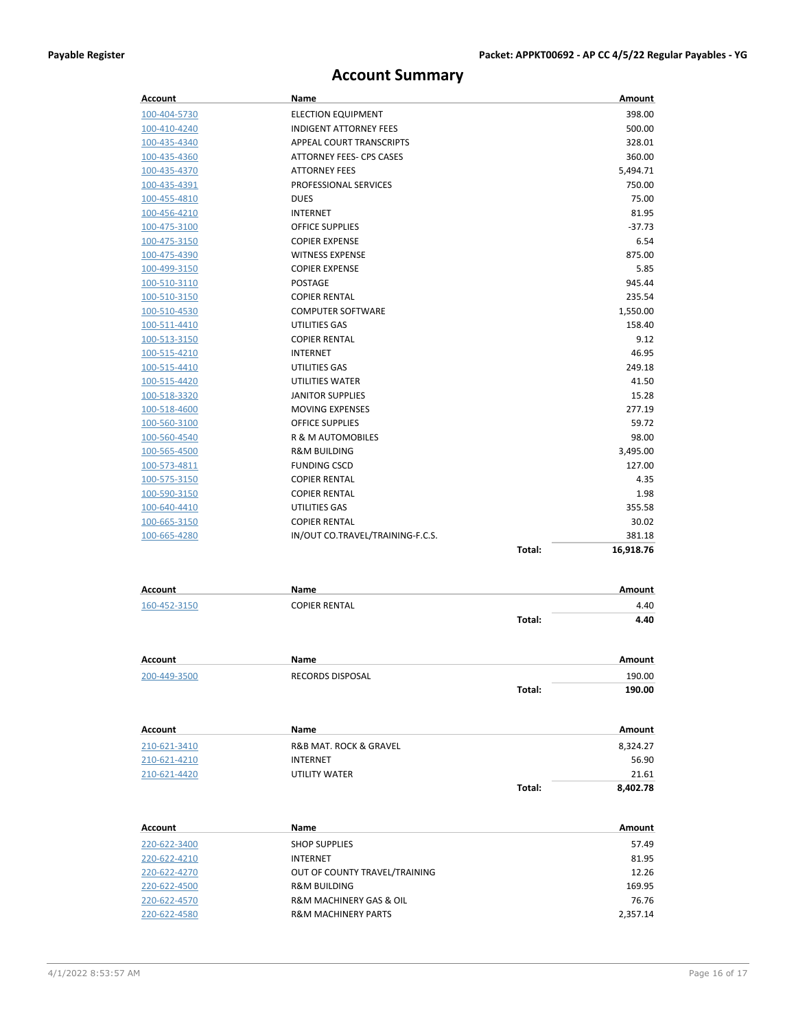# Account Summary

| Account | Name | | Amount |
|---|---|---|---|
| 100-404-5730 | ELECTION EQUIPMENT | | 398.00 |
| 100-410-4240 | INDIGENT ATTORNEY FEES | | 500.00 |
| 100-435-4340 | APPEAL COURT TRANSCRIPTS | | 328.01 |
| 100-435-4360 | ATTORNEY FEES- CPS CASES | | 360.00 |
| 100-435-4370 | ATTORNEY FEES | | 5,494.71 |
| 100-435-4391 | PROFESSIONAL SERVICES | | 750.00 |
| 100-455-4810 | DUES | | 75.00 |
| 100-456-4210 | INTERNET | | 81.95 |
| 100-475-3100 | OFFICE SUPPLIES | | -37.73 |
| 100-475-3150 | COPIER EXPENSE | | 6.54 |
| 100-475-4390 | WITNESS EXPENSE | | 875.00 |
| 100-499-3150 | COPIER EXPENSE | | 5.85 |
| 100-510-3110 | POSTAGE | | 945.44 |
| 100-510-3150 | COPIER RENTAL | | 235.54 |
| 100-510-4530 | COMPUTER SOFTWARE | | 1,550.00 |
| 100-511-4410 | UTILITIES GAS | | 158.40 |
| 100-513-3150 | COPIER RENTAL | | 9.12 |
| 100-515-4210 | INTERNET | | 46.95 |
| 100-515-4410 | UTILITIES GAS | | 249.18 |
| 100-515-4420 | UTILITIES WATER | | 41.50 |
| 100-518-3320 | JANITOR SUPPLIES | | 15.28 |
| 100-518-4600 | MOVING EXPENSES | | 277.19 |
| 100-560-3100 | OFFICE SUPPLIES | | 59.72 |
| 100-560-4540 | R & M AUTOMOBILES | | 98.00 |
| 100-565-4500 | R&M BUILDING | | 3,495.00 |
| 100-573-4811 | FUNDING CSCD | | 127.00 |
| 100-575-3150 | COPIER RENTAL | | 4.35 |
| 100-590-3150 | COPIER RENTAL | | 1.98 |
| 100-640-4410 | UTILITIES GAS | | 355.58 |
| 100-665-3150 | COPIER RENTAL | | 30.02 |
| 100-665-4280 | IN/OUT CO.TRAVEL/TRAINING-F.C.S. | | 381.18 |
| | | **Total:** | **16,918.76** |

| Account | Name | | Amount |
|---|---|---|---|
| 160-452-3150 | COPIER RENTAL | | 4.40 |
| | | **Total:** | **4.40** |

| Account | Name | | Amount |
|---|---|---|---|
| 200-449-3500 | RECORDS DISPOSAL | | 190.00 |
| | | **Total:** | **190.00** |

| Account | Name | | Amount |
|---|---|---|---|
| 210-621-3410 | R&B MAT. ROCK & GRAVEL | | 8,324.27 |
| 210-621-4210 | INTERNET | | 56.90 |
| 210-621-4420 | UTILITY WATER | | 21.61 |
| | | **Total:** | **8,402.78** |

| Account | Name | | Amount |
|---|---|---|---|
| 220-622-3400 | SHOP SUPPLIES | | 57.49 |
| 220-622-4210 | INTERNET | | 81.95 |
| 220-622-4270 | OUT OF COUNTY TRAVEL/TRAINING | | 12.26 |
| 220-622-4500 | R&M BUILDING | | 169.95 |
| 220-622-4570 | R&M MACHINERY GAS & OIL | | 76.76 |
| 220-622-4580 | R&M MACHINERY PARTS | | 2,357.14 |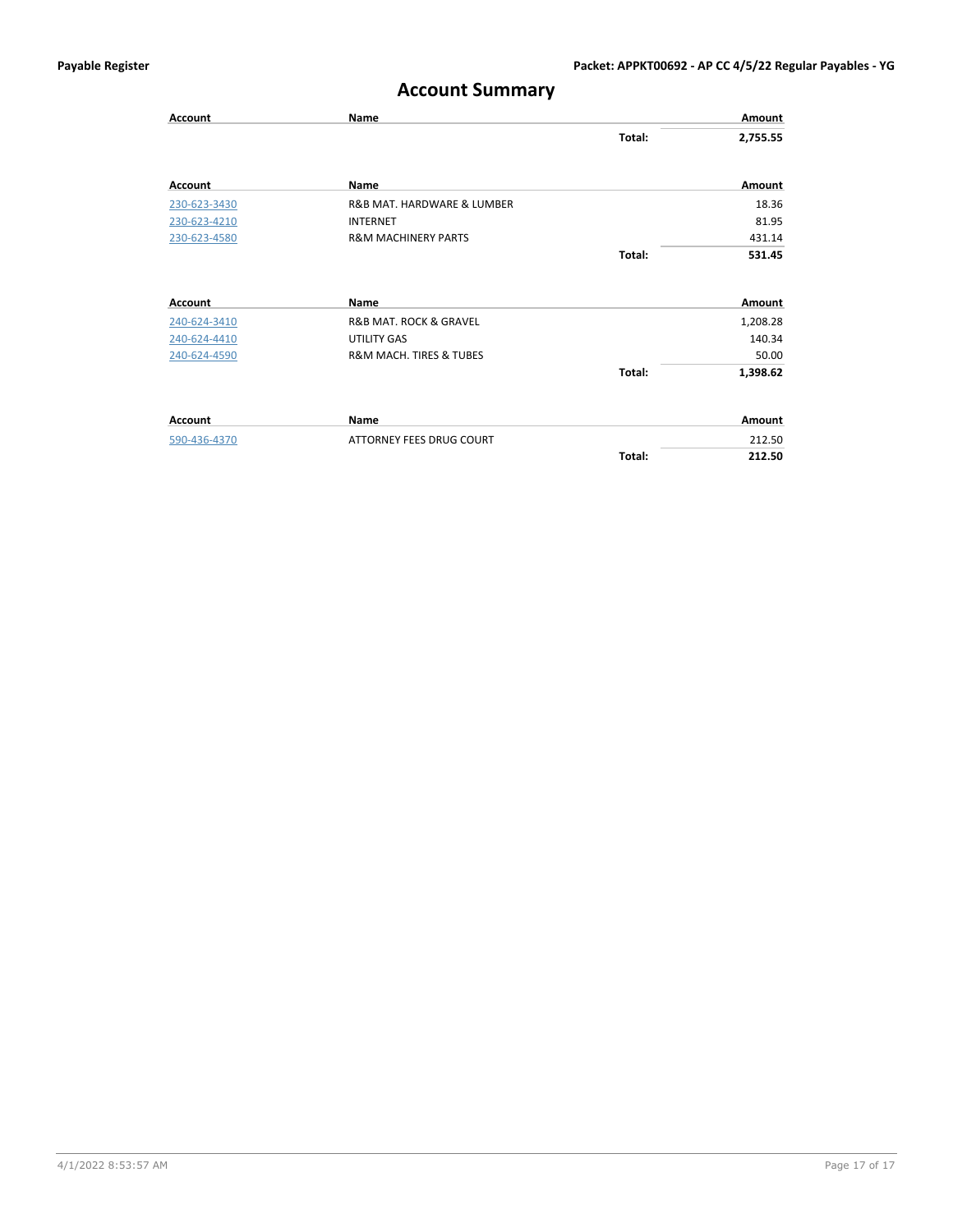# Account Summary

| Account | Name | | Amount |
|---|---|---|---|
| | | Total: | 2,755.55 |

| Account | Name | | Amount |
|---|---|---|---|
| 230-623-3430 | R&B MAT. HARDWARE & LUMBER | | 18.36 |
| 230-623-4210 | INTERNET | | 81.95 |
| 230-623-4580 | R&M MACHINERY PARTS | | 431.14 |
| | | Total: | 531.45 |

| Account | Name | | Amount |
|---|---|---|---|
| 240-624-3410 | R&B MAT. ROCK & GRAVEL | | 1,208.28 |
| 240-624-4410 | UTILITY GAS | | 140.34 |
| 240-624-4590 | R&M MACH. TIRES & TUBES | | 50.00 |
| | | Total: | 1,398.62 |

| Account | Name | | Amount |
|---|---|---|---|
| 590-436-4370 | ATTORNEY FEES DRUG COURT | | 212.50 |
| | | Total: | 212.50 |